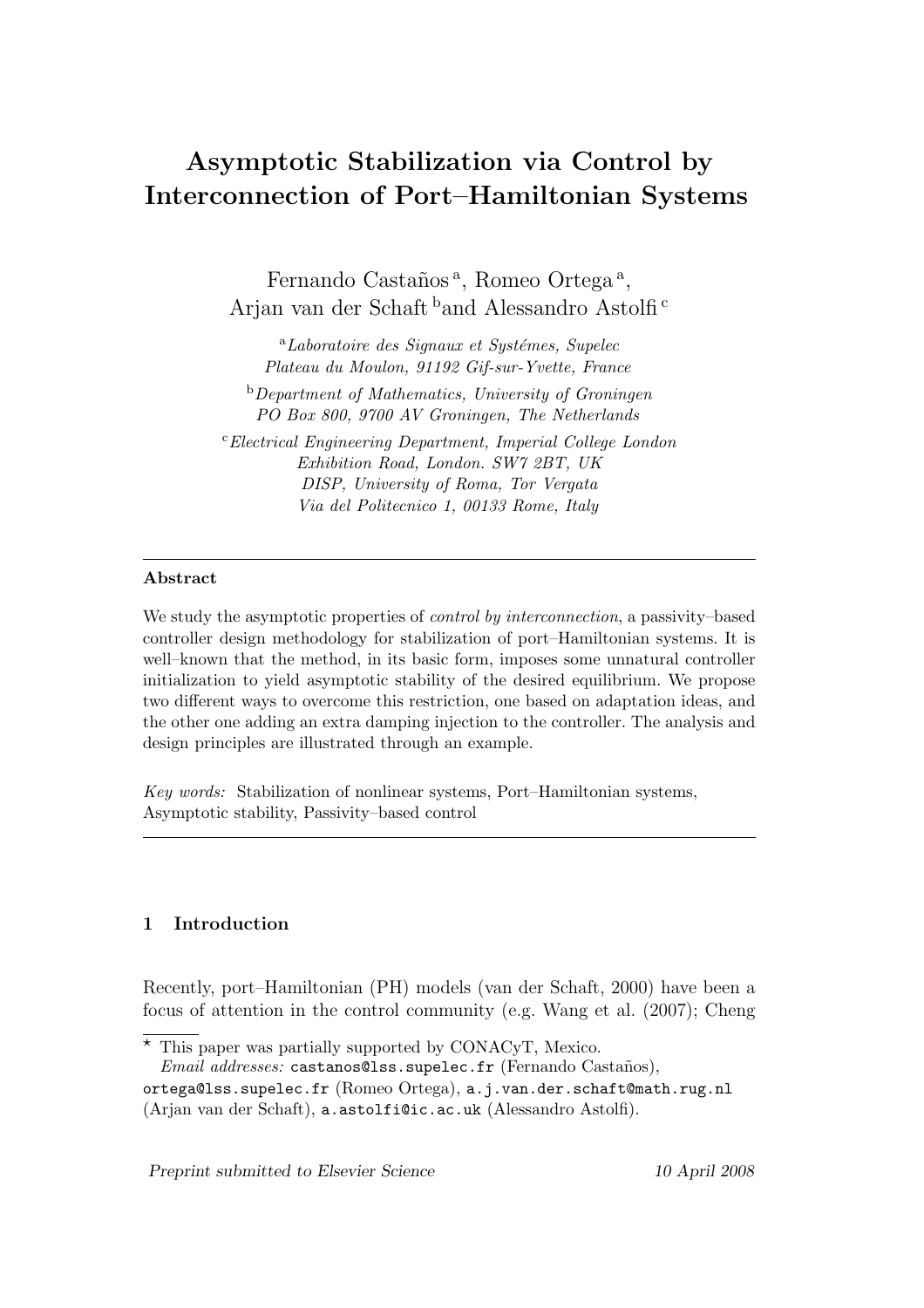# Asymptotic Stabilization via Control by Interconnection of Port–Hamiltonian Systems

Fernando Castaños [a], Romeo Ortega [a], Arjan van der Schaft [b] and Alessandro Astolfi [c]

[a] *Laboratoire des Signaux et Systémes, Supelec Plateau du Moulon, 91192 Gif-sur-Yvette, France*

[b] *Department of Mathematics, University of Groningen PO Box 800, 9700 AV Groningen, The Netherlands*

[c] *Electrical Engineering Department, Imperial College London Exhibition Road, London. SW7 2BT, UK DISP, University of Roma, Tor Vergata Via del Politecnico 1, 00133 Rome, Italy*

---

**Abstract**

We study the asymptotic properties of *control by interconnection*, a passivity–based controller design methodology for stabilization of port–Hamiltonian systems. It is well–known that the method, in its basic form, imposes some unnatural controller initialization to yield asymptotic stability of the desired equilibrium. We propose two different ways to overcome this restriction, one based on adaptation ideas, and the other one adding an extra damping injection to the controller. The analysis and design principles are illustrated through an example.

*Key words:* Stabilization of nonlinear systems, Port–Hamiltonian systems, Asymptotic stability, Passivity–based control

---

## 1 Introduction

Recently, port–Hamiltonian (PH) models (van der Schaft, 2000) have been a focus of attention in the control community (e.g. Wang et al. (2007); Cheng

---

⋆ This paper was partially supported by CONACyT, Mexico.
*Email addresses:* castanos@lss.supelec.fr (Fernando Castaños), ortega@lss.supelec.fr (Romeo Ortega), a.j.van.der.schaft@math.rug.nl (Arjan van der Schaft), a.astolfi@ic.ac.uk (Alessandro Astolfi).

Preprint submitted to Elsevier Science 10 April 2008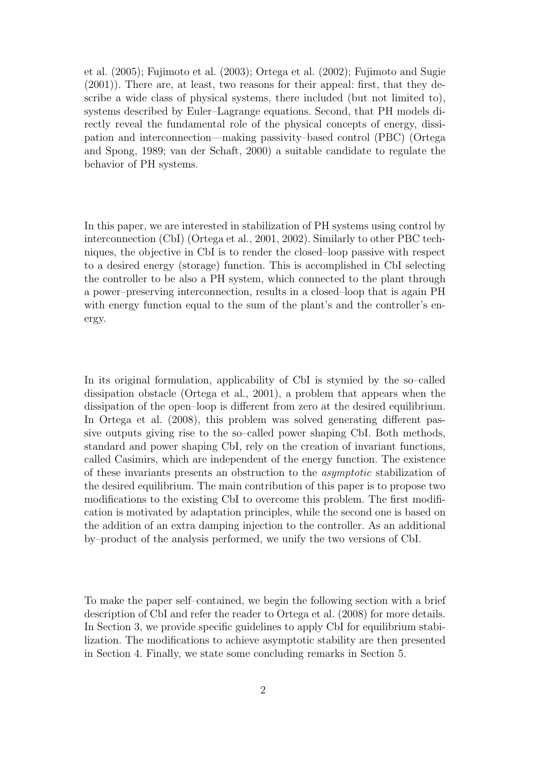et al. (2005); Fujimoto et al. (2003); Ortega et al. (2002); Fujimoto and Sugie (2001)). There are, at least, two reasons for their appeal: first, that they describe a wide class of physical systems, there included (but not limited to), systems described by Euler–Lagrange equations. Second, that PH models directly reveal the fundamental role of the physical concepts of energy, dissipation and interconnection—making passivity–based control (PBC) (Ortega and Spong, 1989; van der Schaft, 2000) a suitable candidate to regulate the behavior of PH systems.

In this paper, we are interested in stabilization of PH systems using control by interconnection (CbI) (Ortega et al., 2001, 2002). Similarly to other PBC techniques, the objective in CbI is to render the closed–loop passive with respect to a desired energy (storage) function. This is accomplished in CbI selecting the controller to be also a PH system, which connected to the plant through a power–preserving interconnection, results in a closed–loop that is again PH with energy function equal to the sum of the plant's and the controller's energy.

In its original formulation, applicability of CbI is stymied by the so–called dissipation obstacle (Ortega et al., 2001), a problem that appears when the dissipation of the open–loop is different from zero at the desired equilibrium. In Ortega et al. (2008), this problem was solved generating different passive outputs giving rise to the so–called power shaping CbI. Both methods, standard and power shaping CbI, rely on the creation of invariant functions, called Casimirs, which are independent of the energy function. The existence of these invariants presents an obstruction to the *asymptotic* stabilization of the desired equilibrium. The main contribution of this paper is to propose two modifications to the existing CbI to overcome this problem. The first modification is motivated by adaptation principles, while the second one is based on the addition of an extra damping injection to the controller. As an additional by–product of the analysis performed, we unify the two versions of CbI.

To make the paper self–contained, we begin the following section with a brief description of CbI and refer the reader to Ortega et al. (2008) for more details. In Section 3, we provide specific guidelines to apply CbI for equilibrium stabilization. The modifications to achieve asymptotic stability are then presented in Section 4. Finally, we state some concluding remarks in Section 5.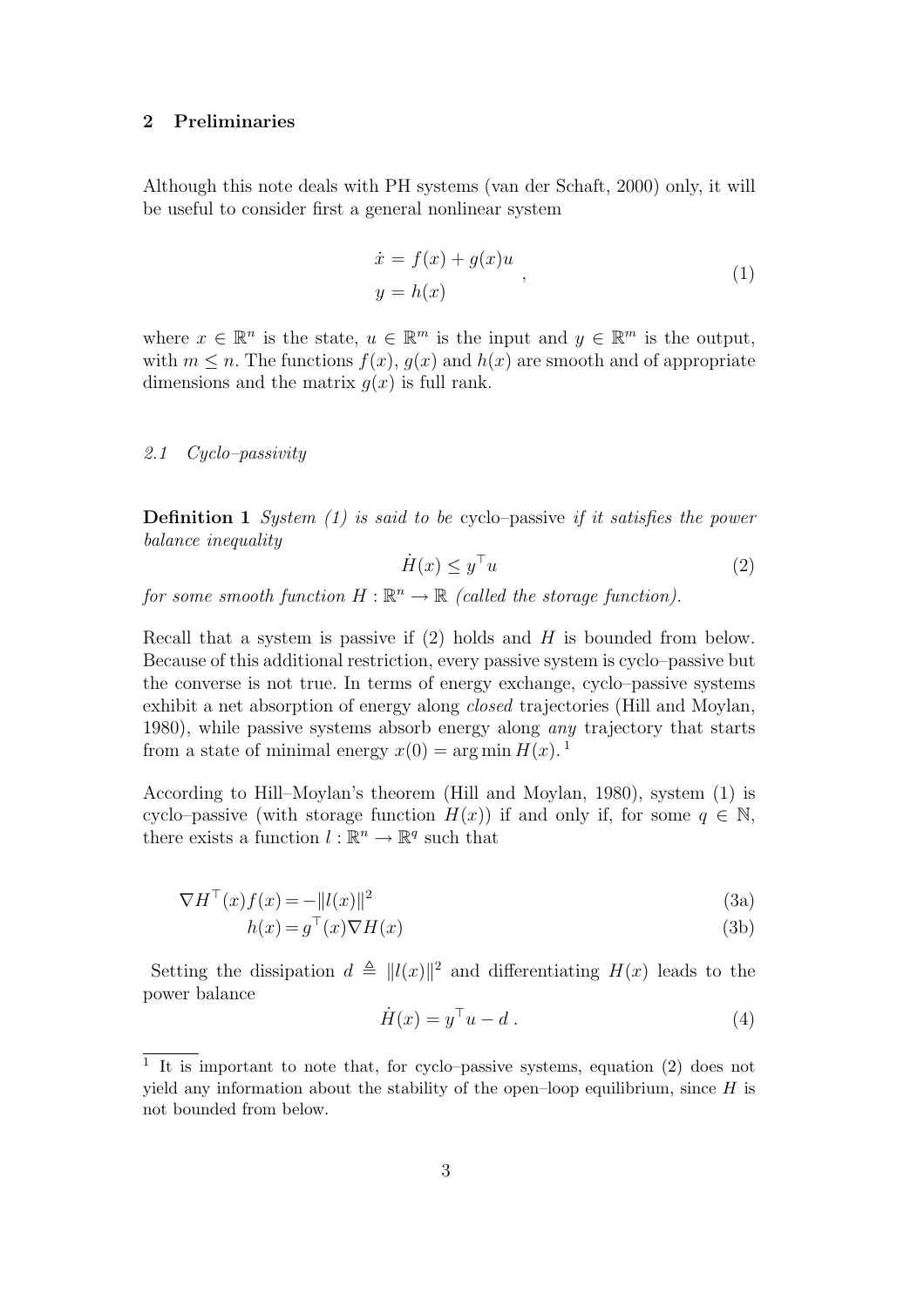## 2 Preliminaries

Although this note deals with PH systems (van der Schaft, 2000) only, it will be useful to consider first a general nonlinear system

$$
\begin{aligned}
\dot{x} &= f(x) + g(x)u \\
y &= h(x)
\end{aligned}
\quad , \tag{1}
$$

where $x \in \mathbb{R}^n$ is the state, $u \in \mathbb{R}^m$ is the input and $y \in \mathbb{R}^m$ is the output, with $m \leq n$. The functions $f(x)$, $g(x)$ and $h(x)$ are smooth and of appropriate dimensions and the matrix $g(x)$ is full rank.

### *2.1 Cyclo–passivity*

**Definition 1** *System (1) is said to be* cyclo–passive *if it satisfies the power balance inequality*

$$
\dot{H}(x) \leq y^\top u \tag{2}
$$

*for some smooth function $H : \mathbb{R}^n \to \mathbb{R}$ (called the storage function).*

Recall that a system is passive if (2) holds and $H$ is bounded from below. Because of this additional restriction, every passive system is cyclo–passive but the converse is not true. In terms of energy exchange, cyclo–passive systems exhibit a net absorption of energy along *closed* trajectories (Hill and Moylan, 1980), while passive systems absorb energy along *any* trajectory that starts from a state of minimal energy $x(0) = \arg\min H(x)$. [1]

According to Hill–Moylan's theorem (Hill and Moylan, 1980), system (1) is cyclo–passive (with storage function $H(x)$) if and only if, for some $q \in \mathbb{N}$, there exists a function $l : \mathbb{R}^n \to \mathbb{R}^q$ such that

$$
\nabla H^\top(x) f(x) = -\|l(x)\|^2 \tag{3a}
$$

$$
h(x) = g^\top(x) \nabla H(x) \tag{3b}
$$

Setting the dissipation $d \triangleq \|l(x)\|^2$ and differentiating $H(x)$ leads to the power balance

$$
\dot{H}(x) = y^\top u - d \, . \tag{4}
$$

[1] It is important to note that, for cyclo–passive systems, equation (2) does not yield any information about the stability of the open–loop equilibrium, since $H$ is not bounded from below.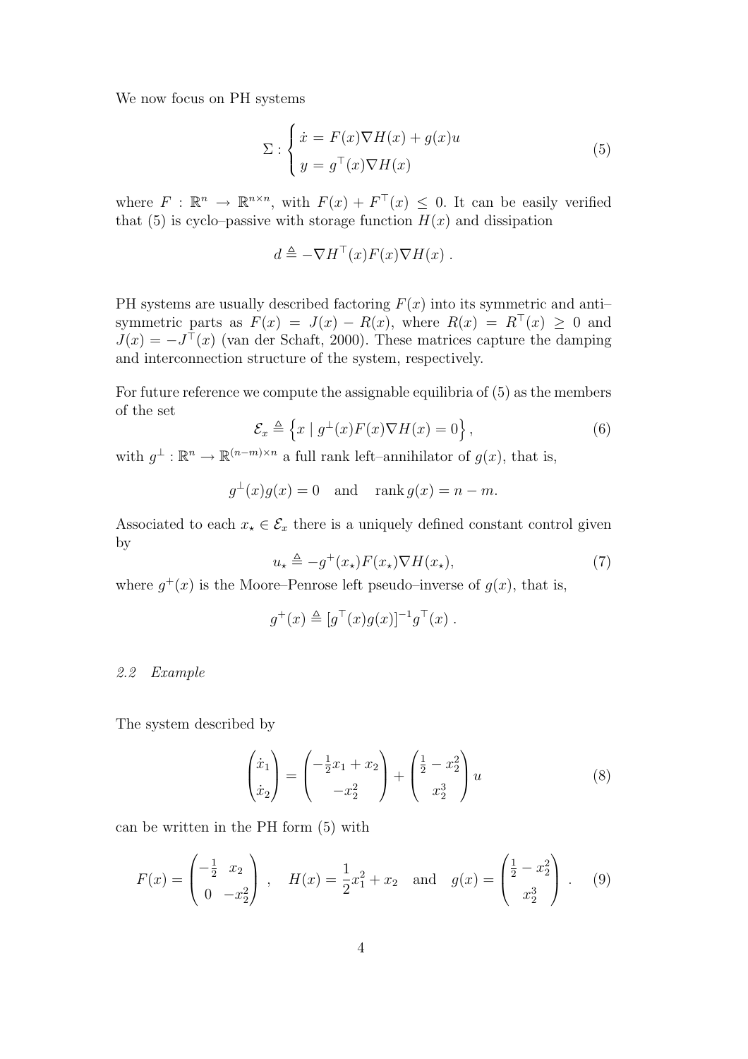We now focus on PH systems

$$
\Sigma : \begin{cases} \dot{x} = F(x)\nabla H(x) + g(x)u \\ y = g^\top(x)\nabla H(x) \end{cases} \tag{5}
$$

where $F : \mathbb{R}^n \to \mathbb{R}^{n\times n}$, with $F(x) + F^\top(x) \leq 0$. It can be easily verified that (5) is cyclo–passive with storage function $H(x)$ and dissipation

$$
d \triangleq -\nabla H^\top(x) F(x) \nabla H(x) \; .
$$

PH systems are usually described factoring $F(x)$ into its symmetric and anti–symmetric parts as $F(x) = J(x) - R(x)$, where $R(x) = R^\top(x) \geq 0$ and $J(x) = -J^\top(x)$ (van der Schaft, 2000). These matrices capture the damping and interconnection structure of the system, respectively.

For future reference we compute the assignable equilibria of (5) as the members of the set

$$
\mathcal{E}_x \triangleq \left\{ x \mid g^\perp(x) F(x) \nabla H(x) = 0 \right\}, \tag{6}
$$

with $g^\perp : \mathbb{R}^n \to \mathbb{R}^{(n-m)\times n}$ a full rank left–annihilator of $g(x)$, that is,

$$
g^\perp(x) g(x) = 0 \quad \text{and} \quad \operatorname{rank} g(x) = n - m.
$$

Associated to each $x_\star \in \mathcal{E}_x$ there is a uniquely defined constant control given by

$$
u_\star \triangleq -g^+(x_\star) F(x_\star) \nabla H(x_\star), \tag{7}
$$

where $g^+(x)$ is the Moore–Penrose left pseudo–inverse of $g(x)$, that is,

$$
g^+(x) \triangleq [g^\top(x) g(x)]^{-1} g^\top(x) \; .
$$

### *2.2 Example*

The system described by

$$
\begin{pmatrix} \dot{x}_1 \\ \dot{x}_2 \end{pmatrix} = \begin{pmatrix} -\frac{1}{2}x_1 + x_2 \\ -x_2^2 \end{pmatrix} + \begin{pmatrix} \frac{1}{2} - x_2^2 \\ x_2^3 \end{pmatrix} u \tag{8}
$$

can be written in the PH form (5) with

$$
F(x) = \begin{pmatrix} -\frac{1}{2} & x_2 \\ 0 & -x_2^2 \end{pmatrix} \; , \quad H(x) = \frac{1}{2}x_1^2 + x_2 \quad \text{and} \quad g(x) = \begin{pmatrix} \frac{1}{2} - x_2^2 \\ x_2^3 \end{pmatrix} \; . \tag{9}
$$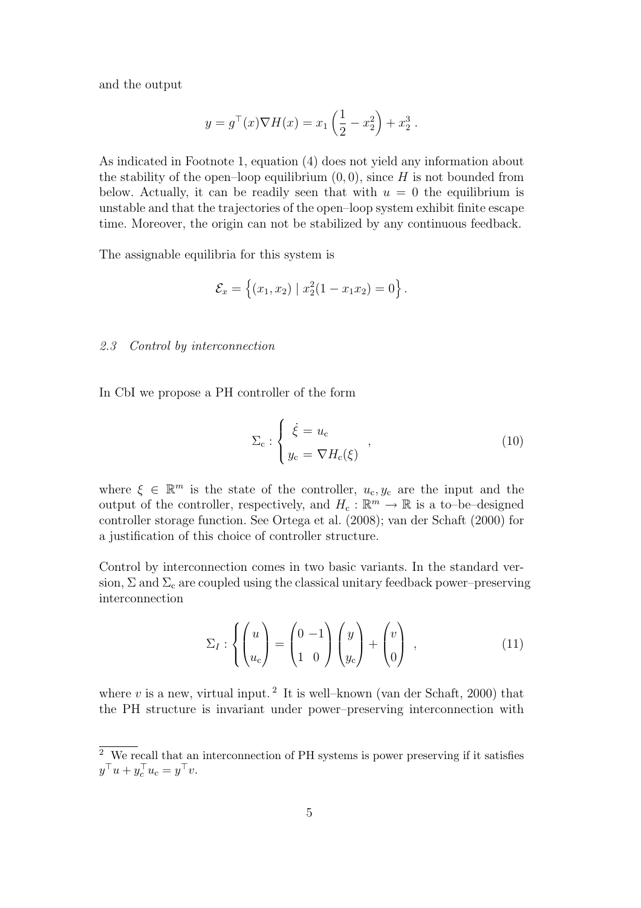and the output

$$
y = g^\top(x)\nabla H(x) = x_1\left(\frac{1}{2} - x_2^2\right) + x_2^3 \,.
$$

As indicated in Footnote 1, equation (4) does not yield any information about the stability of the open–loop equilibrium $(0, 0)$, since $H$ is not bounded from below. Actually, it can be readily seen that with $u = 0$ the equilibrium is unstable and that the trajectories of the open–loop system exhibit finite escape time. Moreover, the origin can not be stabilized by any continuous feedback.

The assignable equilibria for this system is

$$
\mathcal{E}_x = \left\{ (x_1, x_2) \mid x_2^2(1 - x_1 x_2) = 0 \right\}.
$$

### 2.3 Control by interconnection

In CbI we propose a PH controller of the form

$$
\Sigma_{\mathrm{c}} : \begin{cases} \dot{\xi} = u_{\mathrm{c}} \\ y_{\mathrm{c}} = \nabla H_{\mathrm{c}}(\xi) \end{cases} , \tag{10}
$$

where $\xi \in \mathbb{R}^m$ is the state of the controller, $u_{\mathrm{c}}, y_{\mathrm{c}}$ are the input and the output of the controller, respectively, and $H_{\mathrm{c}} : \mathbb{R}^m \to \mathbb{R}$ is a to–be–designed controller storage function. See Ortega et al. (2008); van der Schaft (2000) for a justification of this choice of controller structure.

Control by interconnection comes in two basic variants. In the standard version, $\Sigma$ and $\Sigma_{\mathrm{c}}$ are coupled using the classical unitary feedback power–preserving interconnection

$$
\Sigma_I : \left\{ \begin{pmatrix} u \\ u_{\mathrm{c}} \end{pmatrix} = \begin{pmatrix} 0 & -1 \\ 1 & 0 \end{pmatrix} \begin{pmatrix} y \\ y_{\mathrm{c}} \end{pmatrix} + \begin{pmatrix} v \\ 0 \end{pmatrix} \right. , \tag{11}
$$

where $v$ is a new, virtual input.[2] It is well–known (van der Schaft, 2000) that the PH structure is invariant under power–preserving interconnection with

---

[2] We recall that an interconnection of PH systems is power preserving if it satisfies $y^\top u + y_c^\top u_c = y^\top v$.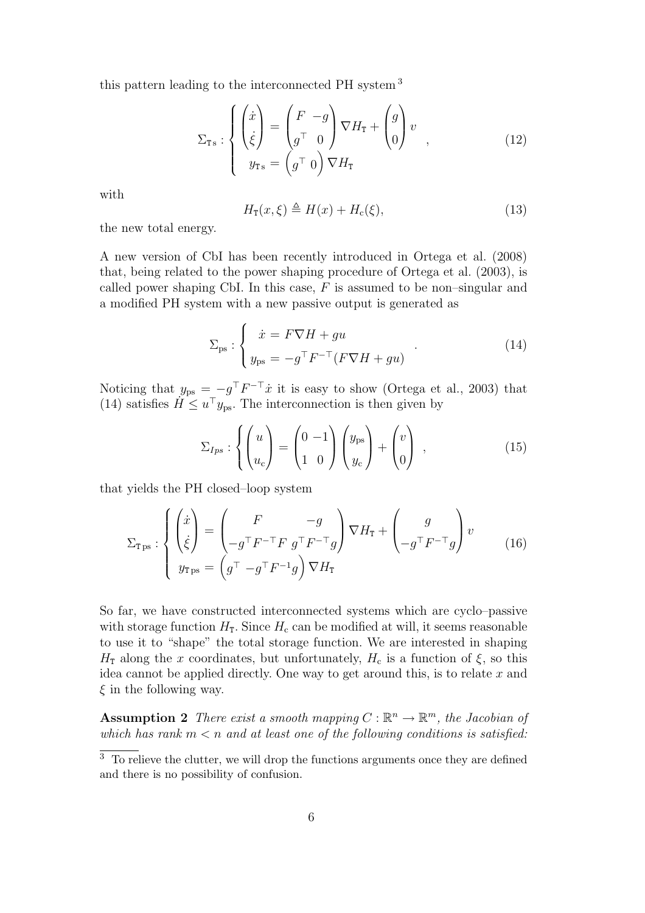this pattern leading to the interconnected PH system [3]

$$
\Sigma_{\mathtt{T}\,\mathrm{s}} : \left\{ \begin{aligned} \begin{pmatrix} \dot{x} \\ \dot{\xi} \end{pmatrix} &= \begin{pmatrix} F & -g \\ g^\top & 0 \end{pmatrix} \nabla H_{\mathtt{T}} + \begin{pmatrix} g \\ 0 \end{pmatrix} v \\ y_{\mathtt{T}\,\mathrm{s}} &= \begin{pmatrix} g^\top & 0 \end{pmatrix} \nabla H_{\mathtt{T}} \end{aligned} \right. , \tag{12}
$$

with

$$
H_{\mathtt{T}}(x, \xi) \triangleq H(x) + H_{\mathrm{c}}(\xi), \tag{13}
$$

the new total energy.

A new version of CbI has been recently introduced in Ortega et al. (2008) that, being related to the power shaping procedure of Ortega et al. (2003), is called power shaping CbI. In this case, $F$ is assumed to be non–singular and a modified PH system with a new passive output is generated as

$$
\Sigma_{\mathrm{ps}} : \left\{ \begin{aligned} \dot{x} &= F \nabla H + g u \\ y_{\mathrm{ps}} &= -g^\top F^{-\top} (F \nabla H + g u) \end{aligned} \right. . \tag{14}
$$

Noticing that $y_{\mathrm{ps}} = -g^\top F^{-\top} \dot{x}$ it is easy to show (Ortega et al., 2003) that (14) satisfies $\dot{H} \leq u^\top y_{\mathrm{ps}}$. The interconnection is then given by

$$
\Sigma_{Ips} : \left\{ \begin{pmatrix} u \\ u_{\mathrm{c}} \end{pmatrix} = \begin{pmatrix} 0 & -1 \\ 1 & 0 \end{pmatrix} \begin{pmatrix} y_{\mathrm{ps}} \\ y_{\mathrm{c}} \end{pmatrix} + \begin{pmatrix} v \\ 0 \end{pmatrix} \right. , \tag{15}
$$

that yields the PH closed–loop system

$$
\Sigma_{\mathtt{T}\,\mathrm{ps}} : \left\{ \begin{aligned} \begin{pmatrix} \dot{x} \\ \dot{\xi} \end{pmatrix} &= \begin{pmatrix} F & -g \\ -g^\top F^{-\top} F & g^\top F^{-\top} g \end{pmatrix} \nabla H_{\mathtt{T}} + \begin{pmatrix} g \\ -g^\top F^{-\top} g \end{pmatrix} v \\ y_{\mathtt{T}\,\mathrm{ps}} &= \begin{pmatrix} g^\top & -g^\top F^{-1} g \end{pmatrix} \nabla H_{\mathtt{T}} \end{aligned} \right. \tag{16}
$$

So far, we have constructed interconnected systems which are cyclo–passive with storage function $H_{\mathtt{T}}$. Since $H_{\mathrm{c}}$ can be modified at will, it seems reasonable to use it to "shape" the total storage function. We are interested in shaping $H_{\mathtt{T}}$ along the $x$ coordinates, but unfortunately, $H_{\mathrm{c}}$ is a function of $\xi$, so this idea cannot be applied directly. One way to get around this, is to relate $x$ and $\xi$ in the following way.

**Assumption 2** *There exist a smooth mapping $C : \mathbb{R}^n \to \mathbb{R}^m$, the Jacobian of which has rank $m < n$ and at least one of the following conditions is satisfied:*

[3] To relieve the clutter, we will drop the functions arguments once they are defined and there is no possibility of confusion.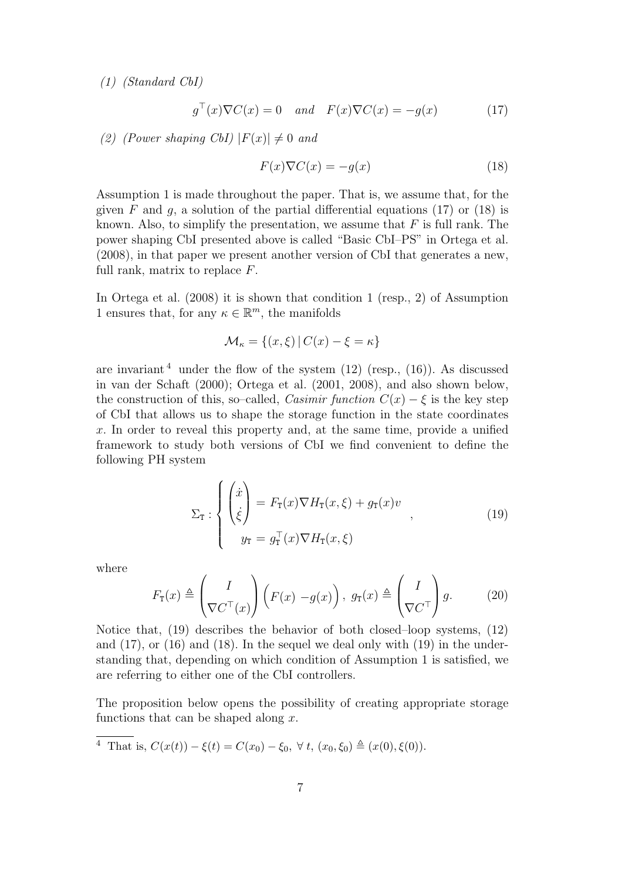*(1) (Standard CbI)*

$$g^\top(x)\nabla C(x) = 0 \quad and \quad F(x)\nabla C(x) = -g(x) \tag{17}$$

*(2) (Power shaping CbI)* $|F(x)| \neq 0$ *and*

$$F(x)\nabla C(x) = -g(x) \tag{18}$$

Assumption 1 is made throughout the paper. That is, we assume that, for the given $F$ and $g$, a solution of the partial differential equations (17) or (18) is known. Also, to simplify the presentation, we assume that $F$ is full rank. The power shaping CbI presented above is called "Basic CbI–PS" in Ortega et al. (2008), in that paper we present another version of CbI that generates a new, full rank, matrix to replace $F$.

In Ortega et al. (2008) it is shown that condition 1 (resp., 2) of Assumption 1 ensures that, for any $\kappa \in \mathbb{R}^m$, the manifolds

$$\mathcal{M}_\kappa = \{(x, \xi) \,|\, C(x) - \xi = \kappa\}$$

are invariant[4] under the flow of the system (12) (resp., (16)). As discussed in van der Schaft (2000); Ortega et al. (2001, 2008), and also shown below, the construction of this, so–called, *Casimir function* $C(x) - \xi$ is the key step of CbI that allows us to shape the storage function in the state coordinates $x$. In order to reveal this property and, at the same time, provide a unified framework to study both versions of CbI we find convenient to define the following PH system

$$\Sigma_{\mathtt{T}} : \begin{cases} \begin{pmatrix} \dot{x} \\ \dot{\xi} \end{pmatrix} = F_{\mathtt{T}}(x)\nabla H_{\mathtt{T}}(x, \xi) + g_{\mathtt{T}}(x)v \\ \quad y_{\mathtt{T}} = g_{\mathtt{T}}^\top(x)\nabla H_{\mathtt{T}}(x, \xi) \end{cases}, \tag{19}$$

where

$$F_{\mathtt{T}}(x) \triangleq \begin{pmatrix} I \\ \nabla C^\top(x) \end{pmatrix} \begin{pmatrix} F(x) & -g(x) \end{pmatrix}, \; g_{\mathtt{T}}(x) \triangleq \begin{pmatrix} I \\ \nabla C^\top \end{pmatrix} g. \tag{20}$$

Notice that, (19) describes the behavior of both closed–loop systems, (12) and (17), or (16) and (18). In the sequel we deal only with (19) in the understanding that, depending on which condition of Assumption 1 is satisfied, we are referring to either one of the CbI controllers.

The proposition below opens the possibility of creating appropriate storage functions that can be shaped along $x$.

[4] That is, $C(x(t)) - \xi(t) = C(x_0) - \xi_0, \; \forall \; t, \; (x_0, \xi_0) \triangleq (x(0), \xi(0))$.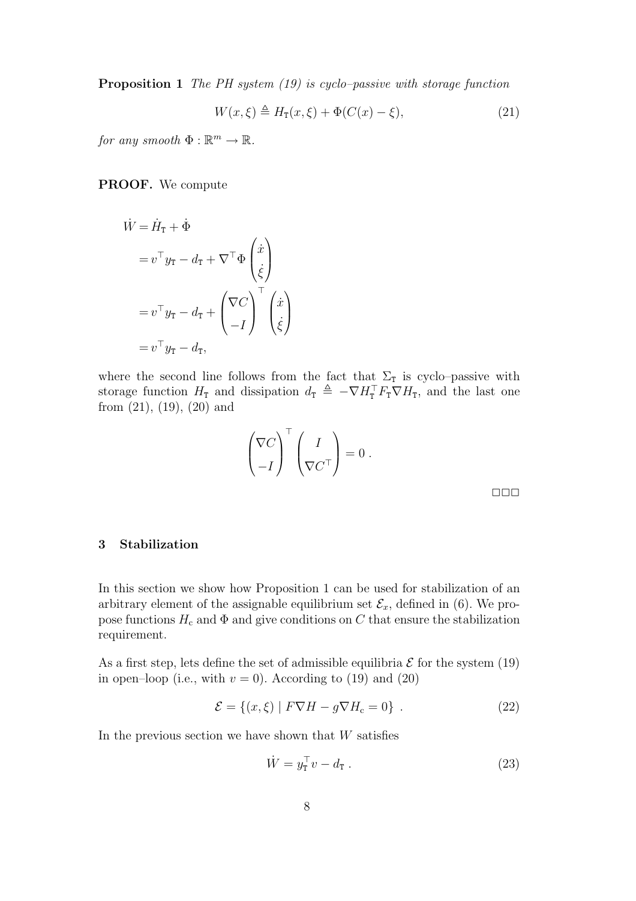**Proposition 1** *The PH system (19) is cyclo–passive with storage function*

$$W(x,\xi) \triangleq H_{\mathtt{T}}(x,\xi) + \Phi(C(x) - \xi), \tag{21}$$

*for any smooth* $\Phi : \mathbb{R}^m \to \mathbb{R}$.

**PROOF.** We compute

$$\begin{aligned}
\dot{W} &= \dot{H}_{\mathtt{T}} + \dot{\Phi} \\
&= v^\top y_{\mathtt{T}} - d_{\mathtt{T}} + \nabla^\top \Phi \begin{pmatrix} \dot{x} \\ \dot{\xi} \end{pmatrix} \\
&= v^\top y_{\mathtt{T}} - d_{\mathtt{T}} + \begin{pmatrix} \nabla C \\ -I \end{pmatrix}^\top \begin{pmatrix} \dot{x} \\ \dot{\xi} \end{pmatrix} \\
&= v^\top y_{\mathtt{T}} - d_{\mathtt{T}},
\end{aligned}$$

where the second line follows from the fact that $\Sigma_{\mathtt{T}}$ is cyclo–passive with storage function $H_{\mathtt{T}}$ and dissipation $d_{\mathtt{T}} \triangleq -\nabla H_{\mathtt{T}}^\top F_{\mathtt{T}} \nabla H_{\mathtt{T}}$, and the last one from (21), (19), (20) and

$$\begin{pmatrix} \nabla C \\ -I \end{pmatrix}^\top \begin{pmatrix} I \\ \nabla C^\top \end{pmatrix} = 0 \, .$$

□□□

## 3 Stabilization

In this section we show how Proposition 1 can be used for stabilization of an arbitrary element of the assignable equilibrium set $\mathcal{E}_x$, defined in (6). We propose functions $H_{\mathrm{c}}$ and $\Phi$ and give conditions on $C$ that ensure the stabilization requirement.

As a first step, lets define the set of admissible equilibria $\mathcal{E}$ for the system (19) in open–loop (i.e., with $v = 0$). According to (19) and (20)

$$\mathcal{E} = \{(x, \xi) \mid F \nabla H - g \nabla H_{\mathrm{c}} = 0\} \ . \tag{22}$$

In the previous section we have shown that $W$ satisfies

$$\dot{W} = y_{\mathtt{T}}^\top v - d_{\mathtt{T}} \, . \tag{23}$$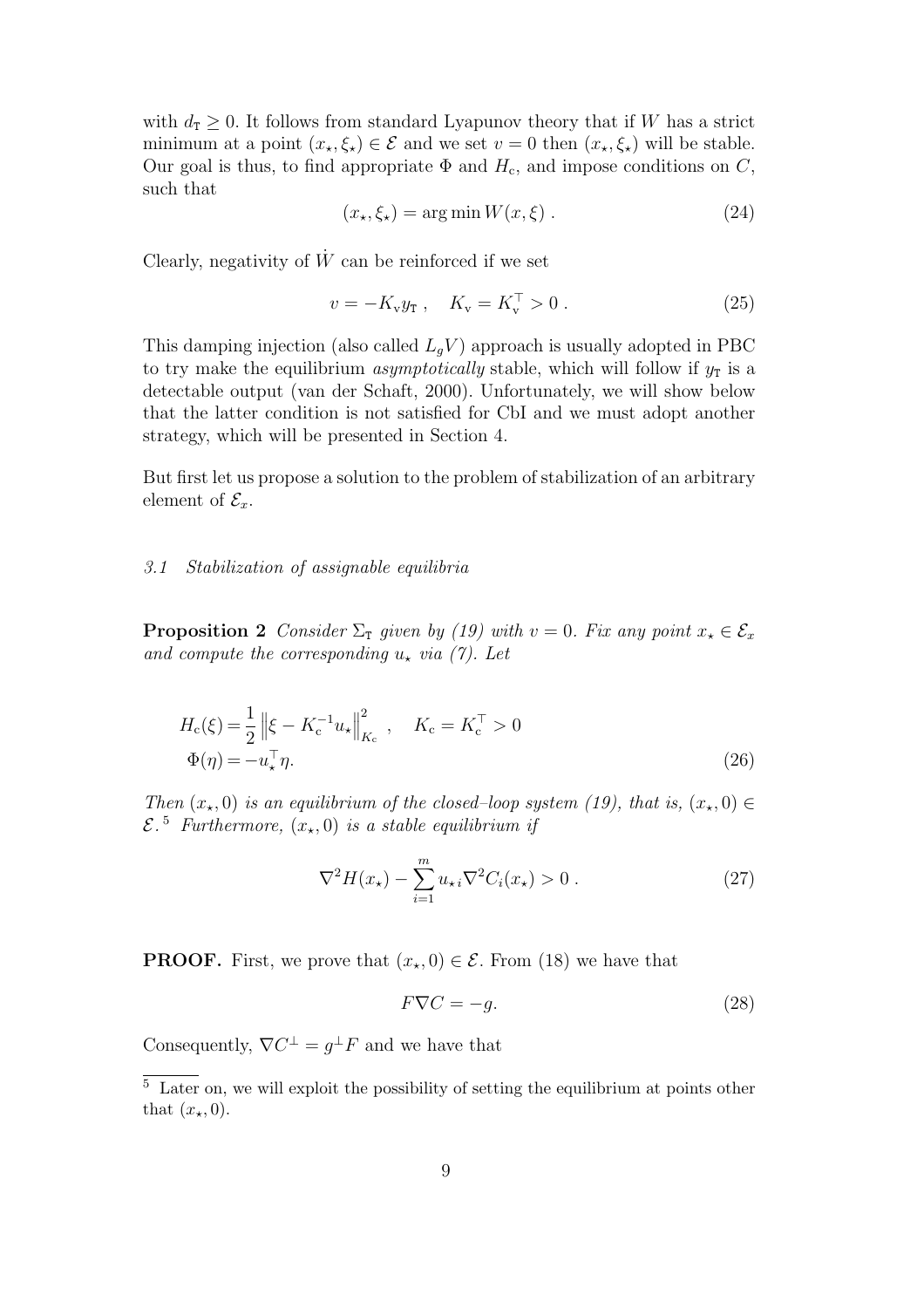with $d_{\mathrm{T}} \geq 0$. It follows from standard Lyapunov theory that if $W$ has a strict minimum at a point $(x_\star, \xi_\star) \in \mathcal{E}$ and we set $v = 0$ then $(x_\star, \xi_\star)$ will be stable. Our goal is thus, to find appropriate $\Phi$ and $H_{\mathrm{c}}$, and impose conditions on $C$, such that

$$(x_\star, \xi_\star) = \arg\min W(x, \xi) \; . \tag{24}$$

Clearly, negativity of $\dot{W}$ can be reinforced if we set

$$v = -K_{\mathrm{v}} y_{\mathrm{T}} \; , \quad K_{\mathrm{v}} = K_{\mathrm{v}}^\top > 0 \; . \tag{25}$$

This damping injection (also called $L_g V$) approach is usually adopted in PBC to try make the equilibrium *asymptotically* stable, which will follow if $y_{\mathrm{T}}$ is a detectable output (van der Schaft, 2000). Unfortunately, we will show below that the latter condition is not satisfied for CbI and we must adopt another strategy, which will be presented in Section 4.

But first let us propose a solution to the problem of stabilization of an arbitrary element of $\mathcal{E}_x$.

### *3.1 Stabilization of assignable equilibria*

**Proposition 2** *Consider $\Sigma_{\mathrm{T}}$ given by (19) with $v = 0$. Fix any point $x_\star \in \mathcal{E}_x$ and compute the corresponding $u_\star$ via (7). Let*

$$\begin{aligned} H_{\mathrm{c}}(\xi) &= \frac{1}{2} \left\| \xi - K_{\mathrm{c}}^{-1} u_\star \right\|_{K_{\mathrm{c}}}^2 \; , \quad K_{\mathrm{c}} = K_{\mathrm{c}}^\top > 0 \\ \Phi(\eta) &= -u_\star^\top \eta. \end{aligned} \tag{26}$$

*Then $(x_\star, 0)$ is an equilibrium of the closed–loop system (19), that is, $(x_\star, 0) \in \mathcal{E}$.*[5] *Furthermore, $(x_\star, 0)$ is a stable equilibrium if*

$$\nabla^2 H(x_\star) - \sum_{i=1}^{m} u_{\star i} \nabla^2 C_i(x_\star) > 0 \; . \tag{27}$$

**PROOF.** First, we prove that $(x_\star, 0) \in \mathcal{E}$. From (18) we have that

$$F \nabla C = -g. \tag{28}$$

Consequently, $\nabla C^\perp = g^\perp F$ and we have that

[5] Later on, we will exploit the possibility of setting the equilibrium at points other that $(x_\star, 0)$.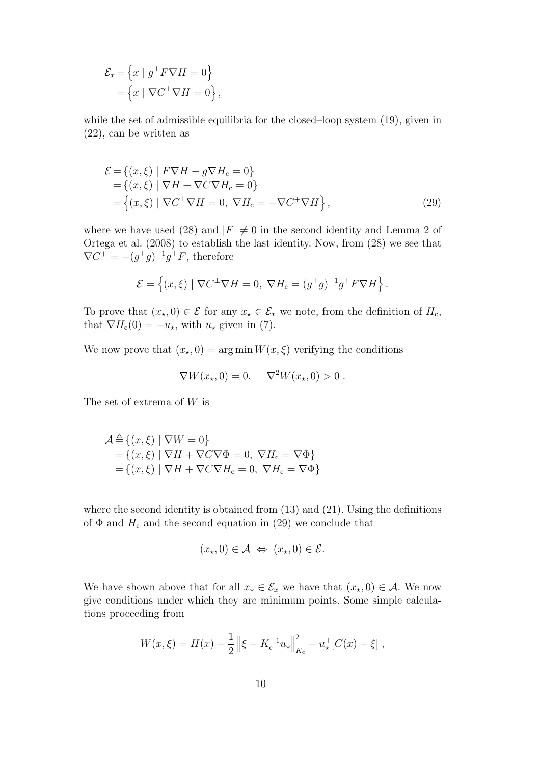$$
\begin{aligned}
\mathcal{E}_x &= \left\{ x \mid g^{\perp} F \nabla H = 0 \right\} \\
&= \left\{ x \mid \nabla C^{\perp} \nabla H = 0 \right\},
\end{aligned}
$$

while the set of admissible equilibria for the closed–loop system (19), given in (22), can be written as

$$
\begin{aligned}
\mathcal{E} &= \{ (x,\xi) \mid F\nabla H - g \nabla H_{\rm c} = 0 \} \\
&= \{ (x,\xi) \mid \nabla H + \nabla C \nabla H_{\rm c} = 0 \} \\
&= \left\{ (x,\xi) \mid \nabla C^{\perp} \nabla H = 0,\ \nabla H_{\rm c} = -\nabla C^{+} \nabla H \right\},
\end{aligned}
\tag{29}
$$

where we have used (28) and $|F| \neq 0$ in the second identity and Lemma 2 of Ortega et al. (2008) to establish the last identity. Now, from (28) we see that $\nabla C^{+} = -(g^{\top} g)^{-1} g^{\top} F$, therefore

$$
\mathcal{E} = \left\{ (x,\xi) \mid \nabla C^{\perp} \nabla H = 0,\ \nabla H_{\rm c} = (g^{\top} g)^{-1} g^{\top} F \nabla H \right\}.
$$

To prove that $(x_\star, 0) \in \mathcal{E}$ for any $x_\star \in \mathcal{E}_x$ we note, from the definition of $H_{\rm c}$, that $\nabla H_{\rm c}(0) = -u_\star$, with $u_\star$ given in (7).

We now prove that $(x_\star, 0) = \arg\min W(x,\xi)$ verifying the conditions

$$
\nabla W(x_\star, 0) = 0, \qquad \nabla^2 W(x_\star, 0) > 0 \,.
$$

The set of extrema of $W$ is

$$
\begin{aligned}
\mathcal{A} &\triangleq \{ (x,\xi) \mid \nabla W = 0 \} \\
&= \{ (x,\xi) \mid \nabla H + \nabla C \nabla \Phi = 0,\ \nabla H_{\rm c} = \nabla \Phi \} \\
&= \{ (x,\xi) \mid \nabla H + \nabla C \nabla H_{\rm c} = 0,\ \nabla H_{\rm c} = \nabla \Phi \}
\end{aligned}
$$

where the second identity is obtained from (13) and (21). Using the definitions of $\Phi$ and $H_{\rm c}$ and the second equation in (29) we conclude that

$$
(x_\star, 0) \in \mathcal{A} \ \Leftrightarrow \ (x_\star, 0) \in \mathcal{E}.
$$

We have shown above that for all $x_\star \in \mathcal{E}_x$ we have that $(x_\star, 0) \in \mathcal{A}$. We now give conditions under which they are minimum points. Some simple calculations proceeding from

$$
W(x,\xi) = H(x) + \frac{1}{2} \left\| \xi - K_{\rm c}^{-1} u_\star \right\|_{K_{\rm c}}^2 - u_\star^{\top} [C(x) - \xi] \,,
$$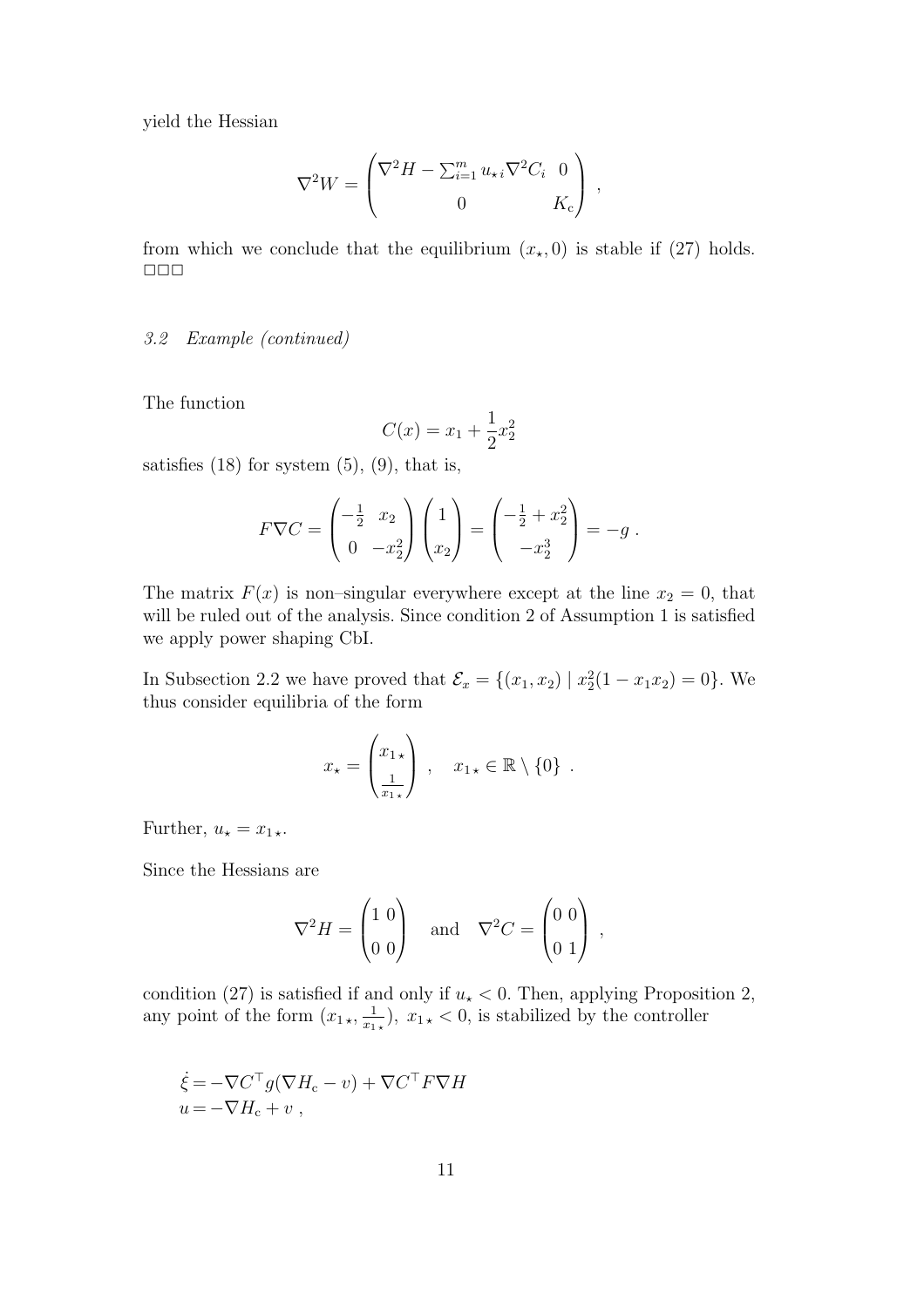yield the Hessian

$$\nabla^2 W = \begin{pmatrix} \nabla^2 H - \sum_{i=1}^m u_{\star i} \nabla^2 C_i & 0 \\ 0 & K_c \end{pmatrix} ,$$

from which we conclude that the equilibrium $(x_\star, 0)$ is stable if (27) holds. □□□

### *3.2 Example (continued)*

The function

$$C(x) = x_1 + \frac{1}{2} x_2^2$$

satisfies (18) for system (5), (9), that is,

$$F \nabla C = \begin{pmatrix} -\frac{1}{2} & x_2 \\ 0 & -x_2^2 \end{pmatrix} \begin{pmatrix} 1 \\ x_2 \end{pmatrix} = \begin{pmatrix} -\frac{1}{2} + x_2^2 \\ -x_2^3 \end{pmatrix} = -g \ .$$

The matrix $F(x)$ is non–singular everywhere except at the line $x_2 = 0$, that will be ruled out of the analysis. Since condition 2 of Assumption 1 is satisfied we apply power shaping CbI.

In Subsection 2.2 we have proved that $\mathcal{E}_x = \{(x_1, x_2) \mid x_2^2(1 - x_1 x_2) = 0\}$. We thus consider equilibria of the form

$$x_\star = \begin{pmatrix} x_{1\star} \\ \frac{1}{x_{1\star}} \end{pmatrix} , \quad x_{1\star} \in \mathbb{R} \setminus \{0\} \ .$$

Further, $u_\star = x_{1\star}$.

Since the Hessians are

$$\nabla^2 H = \begin{pmatrix} 1 & 0 \\ 0 & 0 \end{pmatrix} \quad \text{and} \quad \nabla^2 C = \begin{pmatrix} 0 & 0 \\ 0 & 1 \end{pmatrix} ,$$

condition (27) is satisfied if and only if $u_\star < 0$. Then, applying Proposition 2, any point of the form $(x_{1\star}, \frac{1}{x_{1\star}}),\ x_{1\star} < 0$, is stabilized by the controller

$$\begin{aligned} \dot{\xi} &= -\nabla C^\top g(\nabla H_c - v) + \nabla C^\top F \nabla H \\ u &= -\nabla H_c + v \ , \end{aligned}$$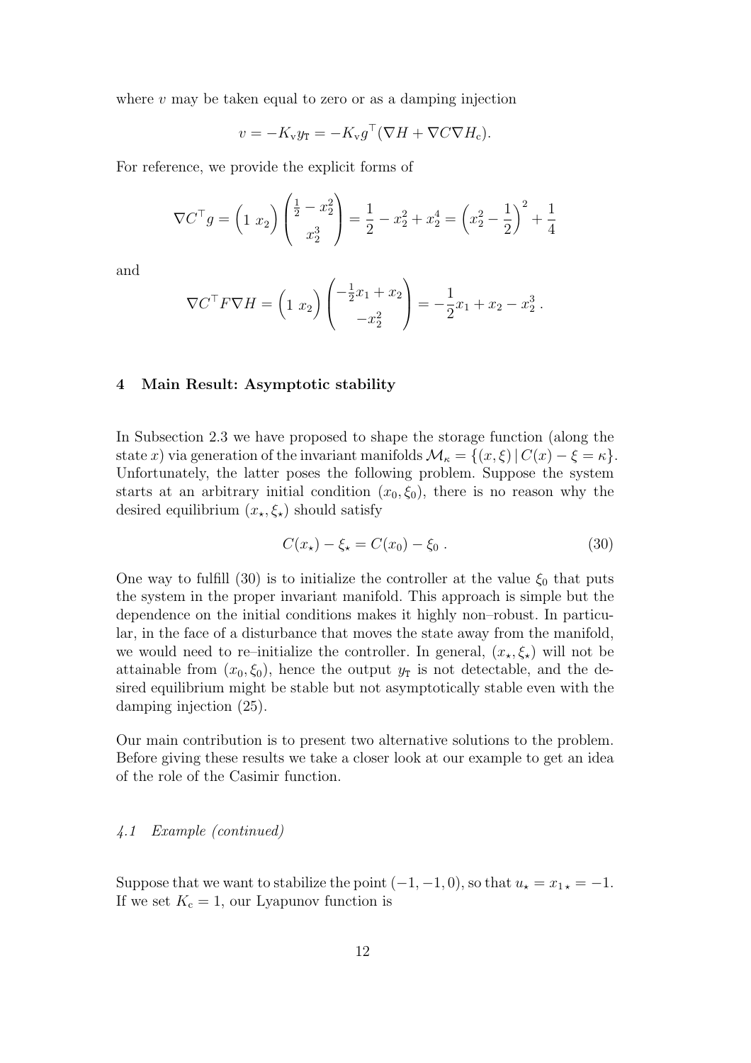where $v$ may be taken equal to zero or as a damping injection

$$v = -K_{\rm v} y_{\rm T} = -K_{\rm v} g^\top (\nabla H + \nabla C \nabla H_{\rm c}).$$

For reference, we provide the explicit forms of

$$\nabla C^\top g = \begin{pmatrix} 1 & x_2 \end{pmatrix} \begin{pmatrix} \frac{1}{2} - x_2^2 \\ x_2^3 \end{pmatrix} = \frac{1}{2} - x_2^2 + x_2^4 = \left(x_2^2 - \frac{1}{2}\right)^2 + \frac{1}{4}$$

and

$$\nabla C^\top F \nabla H = \begin{pmatrix} 1 & x_2 \end{pmatrix} \begin{pmatrix} -\frac{1}{2}x_1 + x_2 \\ -x_2^2 \end{pmatrix} = -\frac{1}{2}x_1 + x_2 - x_2^3 \, .$$

## 4 Main Result: Asymptotic stability

In Subsection 2.3 we have proposed to shape the storage function (along the state $x$) via generation of the invariant manifolds $\mathcal{M}_\kappa = \{(x, \xi) \,|\, C(x) - \xi = \kappa\}$. Unfortunately, the latter poses the following problem. Suppose the system starts at an arbitrary initial condition $(x_0, \xi_0)$, there is no reason why the desired equilibrium $(x_\star, \xi_\star)$ should satisfy

$$C(x_\star) - \xi_\star = C(x_0) - \xi_0 \, . \tag{30}$$

One way to fulfill (30) is to initialize the controller at the value $\xi_0$ that puts the system in the proper invariant manifold. This approach is simple but the dependence on the initial conditions makes it highly non–robust. In particular, in the face of a disturbance that moves the state away from the manifold, we would need to re–initialize the controller. In general, $(x_\star, \xi_\star)$ will not be attainable from $(x_0, \xi_0)$, hence the output $y_{\rm T}$ is not detectable, and the desired equilibrium might be stable but not asymptotically stable even with the damping injection (25).

Our main contribution is to present two alternative solutions to the problem. Before giving these results we take a closer look at our example to get an idea of the role of the Casimir function.

### *4.1 Example (continued)*

Suppose that we want to stabilize the point $(-1, -1, 0)$, so that $u_\star = x_{1\star} = -1$. If we set $K_{\rm c} = 1$, our Lyapunov function is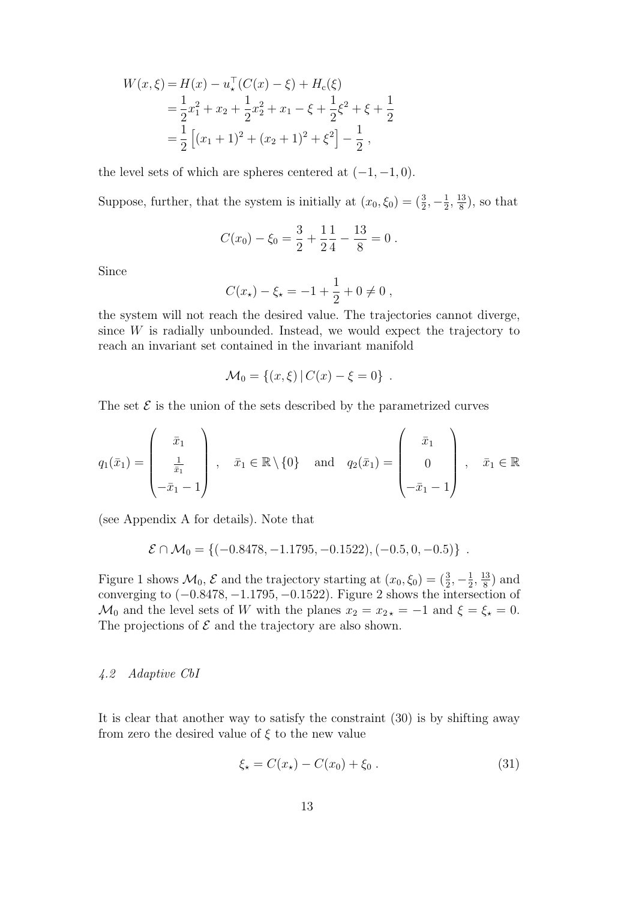$$
\begin{aligned}
W(x,\xi) &= H(x) - u_\star^\top (C(x) - \xi) + H_\mathrm{c}(\xi) \\
&= \frac{1}{2}x_1^2 + x_2 + \frac{1}{2}x_2^2 + x_1 - \xi + \frac{1}{2}\xi^2 + \xi + \frac{1}{2} \\
&= \frac{1}{2}\left[(x_1+1)^2 + (x_2+1)^2 + \xi^2\right] - \frac{1}{2} \, ,
\end{aligned}
$$

the level sets of which are spheres centered at $(-1,-1,0)$.

Suppose, further, that the system is initially at $(x_0, \xi_0) = (\frac{3}{2}, -\frac{1}{2}, \frac{13}{8})$, so that

$$
C(x_0) - \xi_0 = \frac{3}{2} + \frac{1}{2}\frac{1}{4} - \frac{13}{8} = 0 \, .
$$

Since

$$
C(x_\star) - \xi_\star = -1 + \frac{1}{2} + 0 \neq 0 \, ,
$$

the system will not reach the desired value. The trajectories cannot diverge, since $W$ is radially unbounded. Instead, we would expect the trajectory to reach an invariant set contained in the invariant manifold

$$
\mathcal{M}_0 = \{(x,\xi) \,|\, C(x) - \xi = 0\} \, .
$$

The set $\mathcal{E}$ is the union of the sets described by the parametrized curves

$$
q_1(\bar{x}_1) = \begin{pmatrix} \bar{x}_1 \\ \frac{1}{\bar{x}_1} \\ -\bar{x}_1 - 1 \end{pmatrix} \, , \quad \bar{x}_1 \in \mathbb{R}\setminus\{0\} \quad \text{and} \quad q_2(\bar{x}_1) = \begin{pmatrix} \bar{x}_1 \\ 0 \\ -\bar{x}_1 - 1 \end{pmatrix} \, , \quad \bar{x}_1 \in \mathbb{R}
$$

(see Appendix A for details). Note that

$$
\mathcal{E} \cap \mathcal{M}_0 = \{(-0.8478, -1.1795, -0.1522), (-0.5, 0, -0.5)\} \, .
$$

Figure 1 shows $\mathcal{M}_0$, $\mathcal{E}$ and the trajectory starting at $(x_0, \xi_0) = (\frac{3}{2}, -\frac{1}{2}, \frac{13}{8})$ and converging to $(-0.8478, -1.1795, -0.1522)$. Figure 2 shows the intersection of $\mathcal{M}_0$ and the level sets of $W$ with the planes $x_2 = x_{2\star} = -1$ and $\xi = \xi_\star = 0$. The projections of $\mathcal{E}$ and the trajectory are also shown.

### *4.2 Adaptive CbI*

It is clear that another way to satisfy the constraint (30) is by shifting away from zero the desired value of $\xi$ to the new value

$$
\xi_\star = C(x_\star) - C(x_0) + \xi_0 \, . \tag{31}
$$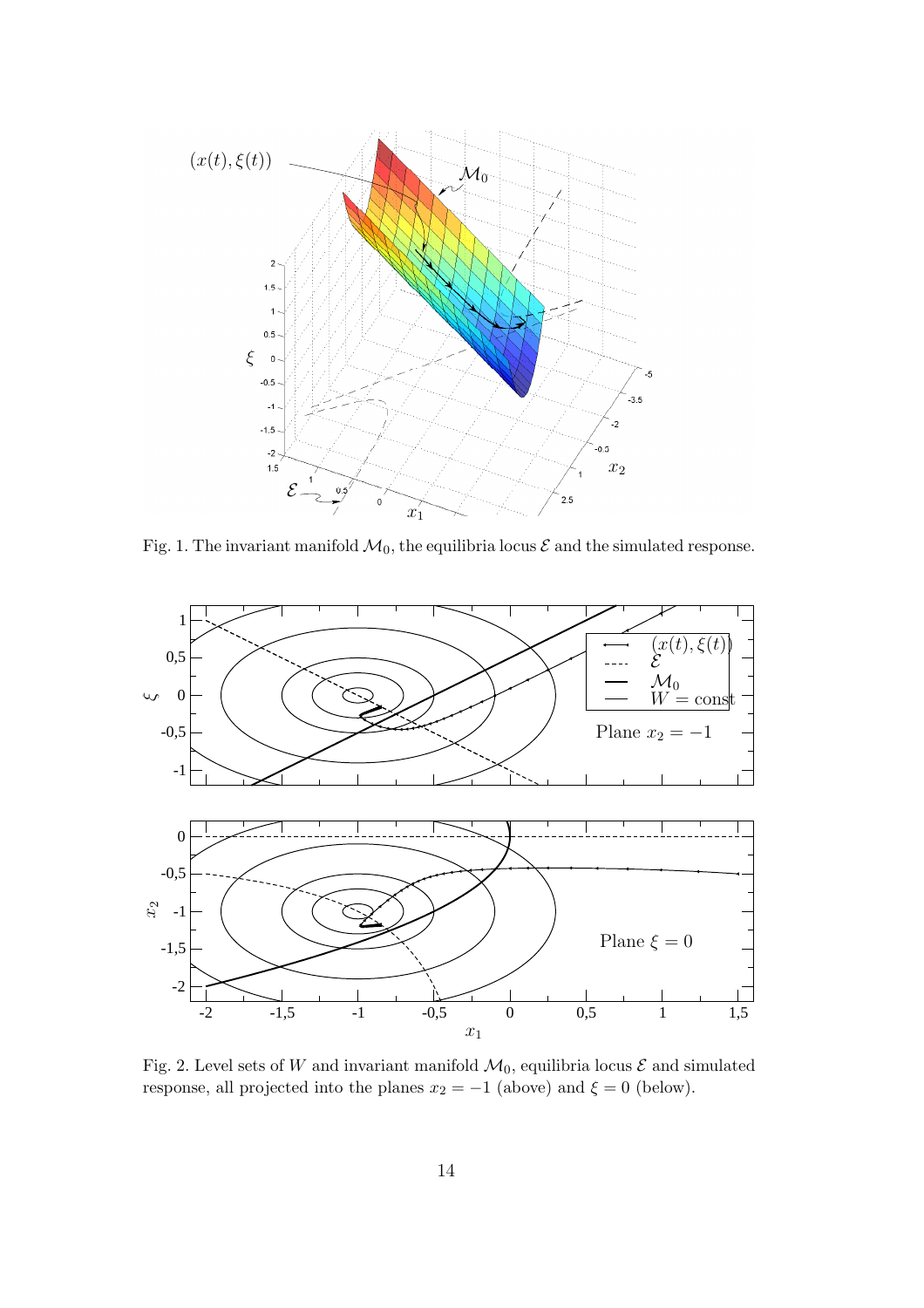Fig. 1. The invariant manifold $\mathcal{M}_0$, the equilibria locus $\mathcal{E}$ and the simulated response.

Fig. 2. Level sets of $W$ and invariant manifold $\mathcal{M}_0$, equilibria locus $\mathcal{E}$ and simulated response, all projected into the planes $x_2 = -1$ (above) and $\xi = 0$ (below).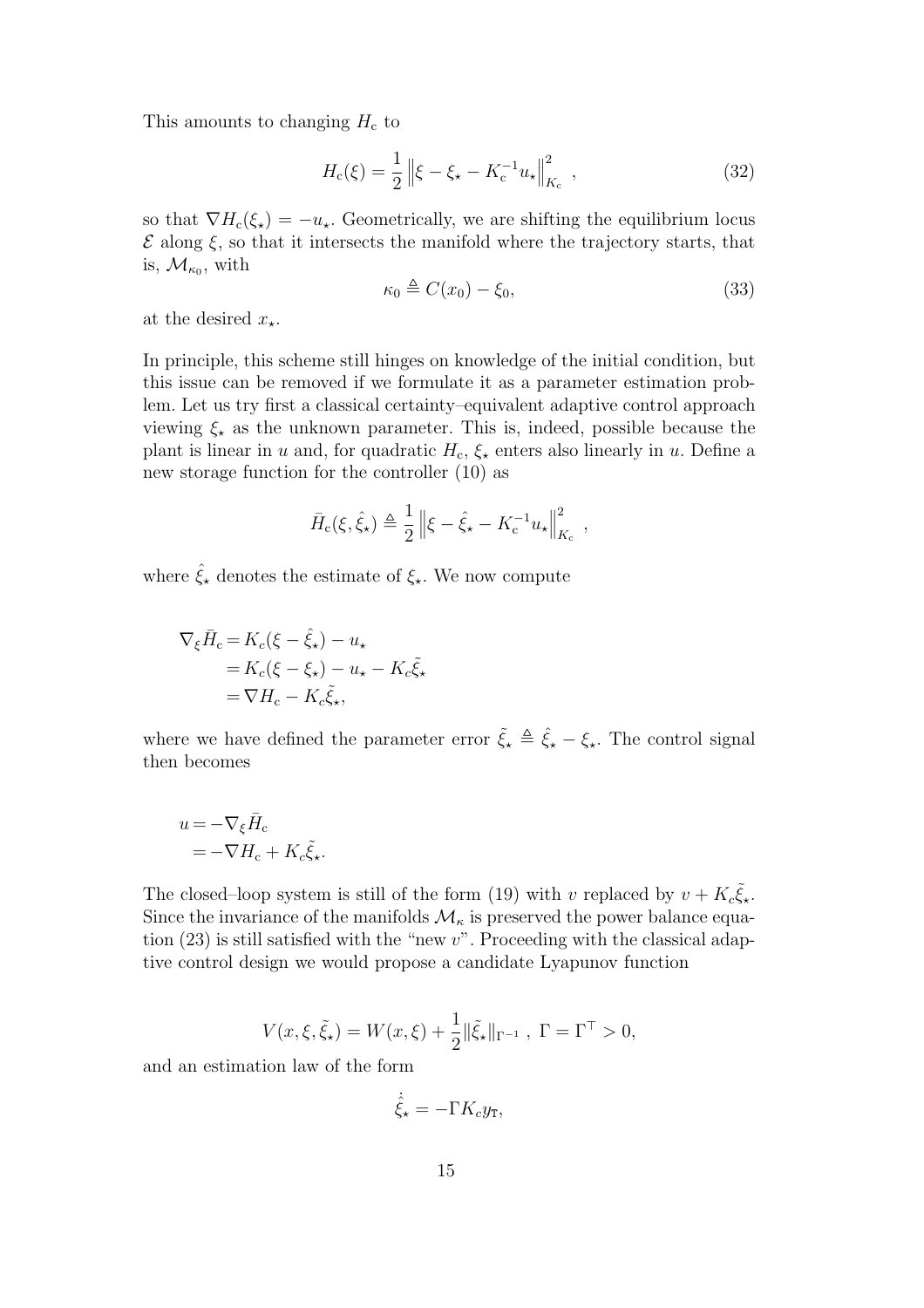This amounts to changing $H_\mathrm{c}$ to

$$H_\mathrm{c}(\xi) = \frac{1}{2}\left\|\xi - \xi_\star - K_\mathrm{c}^{-1}u_\star\right\|_{K_\mathrm{c}}^2 , \tag{32}$$

so that $\nabla H_\mathrm{c}(\xi_\star) = -u_\star$. Geometrically, we are shifting the equilibrium locus $\mathcal{E}$ along $\xi$, so that it intersects the manifold where the trajectory starts, that is, $\mathcal{M}_{\kappa_0}$, with

$$\kappa_0 \triangleq C(x_0) - \xi_0, \tag{33}$$

at the desired $x_\star$.

In principle, this scheme still hinges on knowledge of the initial condition, but this issue can be removed if we formulate it as a parameter estimation problem. Let us try first a classical certainty–equivalent adaptive control approach viewing $\xi_\star$ as the unknown parameter. This is, indeed, possible because the plant is linear in $u$ and, for quadratic $H_\mathrm{c}$, $\xi_\star$ enters also linearly in $u$. Define a new storage function for the controller (10) as

$$\bar{H}_\mathrm{c}(\xi,\hat{\xi}_\star) \triangleq \frac{1}{2}\left\|\xi - \hat{\xi}_\star - K_\mathrm{c}^{-1}u_\star\right\|_{K_\mathrm{c}}^2 ,$$

where $\hat{\xi}_\star$ denotes the estimate of $\xi_\star$. We now compute

$$\begin{aligned}
\nabla_\xi \bar{H}_\mathrm{c} &= K_c(\xi - \hat{\xi}_\star) - u_\star \\
&= K_c(\xi - \xi_\star) - u_\star - K_c\tilde{\xi}_\star \\
&= \nabla H_\mathrm{c} - K_c\tilde{\xi}_\star,
\end{aligned}$$

where we have defined the parameter error $\tilde{\xi}_\star \triangleq \hat{\xi}_\star - \xi_\star$. The control signal then becomes

$$\begin{aligned}
u &= -\nabla_\xi \bar{H}_\mathrm{c} \\
&= -\nabla H_\mathrm{c} + K_c\tilde{\xi}_\star.
\end{aligned}$$

The closed–loop system is still of the form (19) with $v$ replaced by $v + K_c\tilde{\xi}_\star$. Since the invariance of the manifolds $\mathcal{M}_\kappa$ is preserved the power balance equation (23) is still satisfied with the "new $v$". Proceeding with the classical adaptive control design we would propose a candidate Lyapunov function

$$V(x,\xi,\tilde{\xi}_\star) = W(x,\xi) + \frac{1}{2}\|\tilde{\xi}_\star\|_{\Gamma^{-1}} , \; \Gamma = \Gamma^\top > 0,$$

and an estimation law of the form

$$\dot{\hat{\xi}}_\star = -\Gamma K_c y_\mathrm{T},$$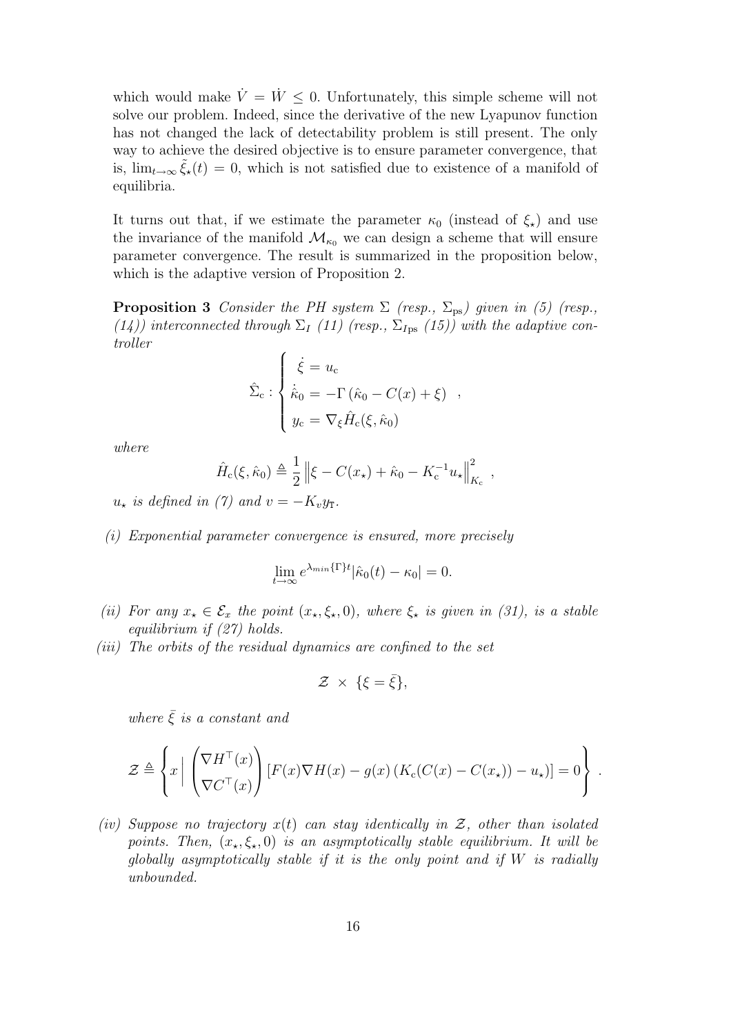which would make $\dot{V} = \dot{W} \leq 0$. Unfortunately, this simple scheme will not solve our problem. Indeed, since the derivative of the new Lyapunov function has not changed the lack of detectability problem is still present. The only way to achieve the desired objective is to ensure parameter convergence, that is, $\lim_{t\to\infty} \tilde{\xi}_\star(t) = 0$, which is not satisfied due to existence of a manifold of equilibria.

It turns out that, if we estimate the parameter $\kappa_0$ (instead of $\xi_\star$) and use the invariance of the manifold $\mathcal{M}_{\kappa_0}$ we can design a scheme that will ensure parameter convergence. The result is summarized in the proposition below, which is the adaptive version of Proposition 2.

**Proposition 3** *Consider the PH system $\Sigma$ (resp., $\Sigma_{\rm ps}$) given in (5) (resp., (14)) interconnected through $\Sigma_I$ (11) (resp., $\Sigma_{I{\rm ps}}$ (15)) with the adaptive controller*

$$
\hat{\Sigma}_{\rm c} : \left\{ \begin{array}{l} \dot{\xi} = u_{\rm c} \\ \dot{\hat{\kappa}}_0 = -\Gamma\left(\hat{\kappa}_0 - C(x) + \xi\right) \\ y_{\rm c} = \nabla_\xi \hat{H}_{\rm c}(\xi, \hat{\kappa}_0) \end{array} \right. ,
$$

*where*

$$
\hat{H}_{\rm c}(\xi, \hat{\kappa}_0) \triangleq \frac{1}{2} \left\| \xi - C(x_\star) + \hat{\kappa}_0 - K_{\rm c}^{-1} u_\star \right\|^2_{K_{\rm c}} ,
$$

*$u_\star$ is defined in (7) and $v = -K_v y_{\rm T}$.*

*(i) Exponential parameter convergence is ensured, more precisely*

$$
\lim_{t\to\infty} e^{\lambda_{min}\{\Gamma\}t} |\hat{\kappa}_0(t) - \kappa_0| = 0.
$$

*(ii) For any $x_\star \in \mathcal{E}_x$ the point $(x_\star, \xi_\star, 0)$, where $\xi_\star$ is given in (31), is a stable equilibrium if (27) holds.*

*(iii) The orbits of the residual dynamics are confined to the set*

$$
\mathcal{Z} \;\times\; \{\xi = \bar{\xi}\},
$$

*where $\bar{\xi}$ is a constant and*

$$
\mathcal{Z} \triangleq \left\{ x \,\middle|\, \begin{pmatrix} \nabla H^\top(x) \\ \nabla C^\top(x) \end{pmatrix} \left[ F(x)\nabla H(x) - g(x)\left(K_{\rm c}(C(x) - C(x_\star)) - u_\star\right)\right] = 0 \right\} .
$$

*(iv) Suppose no trajectory $x(t)$ can stay identically in $\mathcal{Z}$, other than isolated points. Then, $(x_\star, \xi_\star, 0)$ is an asymptotically stable equilibrium. It will be globally asymptotically stable if it is the only point and if $W$ is radially unbounded.*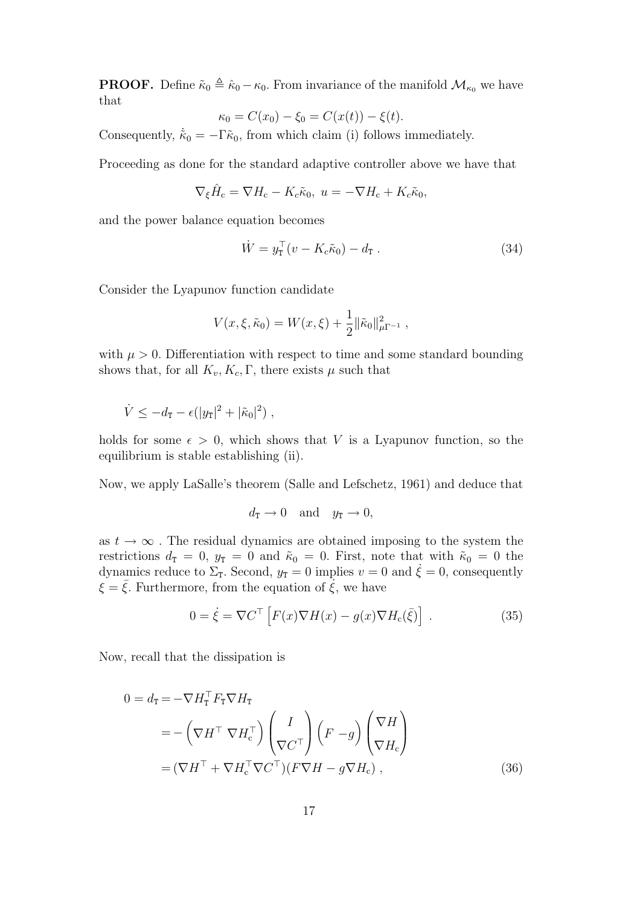**PROOF.** Define $\tilde{\kappa}_0 \triangleq \hat{\kappa}_0 - \kappa_0$. From invariance of the manifold $\mathcal{M}_{\kappa_0}$ we have that

$$\kappa_0 = C(x_0) - \xi_0 = C(x(t)) - \xi(t).$$

Consequently, $\dot{\hat{\kappa}}_0 = -\Gamma\tilde{\kappa}_0$, from which claim (i) follows immediately.

Proceeding as done for the standard adaptive controller above we have that

$$\nabla_\xi \hat{H}_\mathrm{c} = \nabla H_\mathrm{c} - K_c\tilde{\kappa}_0,\ u = -\nabla H_\mathrm{c} + K_c\tilde{\kappa}_0,$$

and the power balance equation becomes

$$\dot{W} = y_\mathtt{T}^\top(v - K_c\tilde{\kappa}_0) - d_\mathtt{T}\ . \tag{34}$$

Consider the Lyapunov function candidate

$$V(x,\xi,\tilde{\kappa}_0) = W(x,\xi) + \frac{1}{2}\|\tilde{\kappa}_0\|^2_{\mu\Gamma^{-1}}\ ,$$

with $\mu > 0$. Differentiation with respect to time and some standard bounding shows that, for all $K_v, K_c, \Gamma$, there exists $\mu$ such that

$$\dot{V} \le -d_\mathtt{T} - \epsilon(|y_\mathtt{T}|^2 + |\tilde{\kappa}_0|^2)\ ,$$

holds for some $\epsilon > 0$, which shows that $V$ is a Lyapunov function, so the equilibrium is stable establishing (ii).

Now, we apply LaSalle's theorem (Salle and Lefschetz, 1961) and deduce that

$$d_\mathtt{T} \to 0 \quad \text{and} \quad y_\mathtt{T} \to 0,$$

as $t \to \infty$ . The residual dynamics are obtained imposing to the system the restrictions $d_\mathtt{T} = 0$, $y_\mathtt{T} = 0$ and $\tilde{\kappa}_0 = 0$. First, note that with $\tilde{\kappa}_0 = 0$ the dynamics reduce to $\Sigma_\mathtt{T}$. Second, $y_\mathtt{T} = 0$ implies $v = 0$ and $\dot{\xi} = 0$, consequently $\xi = \bar{\xi}$. Furthermore, from the equation of $\dot{\xi}$, we have

$$0 = \dot{\xi} = \nabla C^\top \left[F(x)\nabla H(x) - g(x)\nabla H_\mathrm{c}(\bar{\xi})\right]\ . \tag{35}$$

Now, recall that the dissipation is

$$\begin{aligned}
0 = d_\mathtt{T} &= -\nabla H_\mathtt{T}^\top F_\mathtt{T} \nabla H_\mathtt{T} \\
&= -\begin{pmatrix}\nabla H^\top & \nabla H_\mathrm{c}^\top\end{pmatrix}\begin{pmatrix} I \\ \nabla C^\top\end{pmatrix}\begin{pmatrix} F & -g\end{pmatrix}\begin{pmatrix}\nabla H \\ \nabla H_\mathrm{c}\end{pmatrix} \\
&= (\nabla H^\top + \nabla H_\mathrm{c}^\top \nabla C^\top)(F\nabla H - g\nabla H_\mathrm{c})\ ,
\end{aligned} \tag{36}$$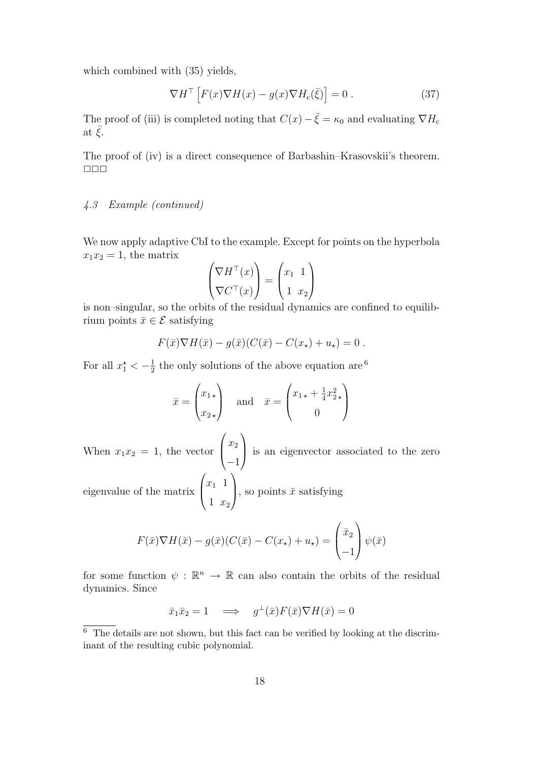which combined with (35) yields,

$$\nabla H^\top \left[ F(x)\nabla H(x) - g(x)\nabla H_{\rm c}(\bar{\xi}) \right] = 0 \, . \tag{37}$$

The proof of (iii) is completed noting that $C(x) - \bar{\xi} = \kappa_0$ and evaluating $\nabla H_{\rm c}$ at $\bar{\xi}$.

The proof of (iv) is a direct consequence of Barbashin–Krasovskii's theorem. □□□

### *4.3 Example (continued)*

We now apply adaptive CbI to the example. Except for points on the hyperbola $x_1 x_2 = 1$, the matrix

$$\begin{pmatrix} \nabla H^\top(x) \\ \nabla C^\top(x) \end{pmatrix} = \begin{pmatrix} x_1 & 1 \\ 1 & x_2 \end{pmatrix}$$

is non–singular, so the orbits of the residual dynamics are confined to equilibrium points $\bar{x} \in \mathcal{E}$ satisfying

$$F(\bar{x})\nabla H(\bar{x}) - g(\bar{x})(C(\bar{x}) - C(x_\star) + u_\star) = 0 \, .$$

For all $x_1^\star < -\frac{1}{2}$ the only solutions of the above equation are [6]

$$\bar{x} = \begin{pmatrix} x_{1\star} \\ x_{2\star} \end{pmatrix} \quad \text{and} \quad \bar{x} = \begin{pmatrix} x_{1\star} + \frac{1}{4}x_{2\star}^2 \\ 0 \end{pmatrix}$$

When $x_1 x_2 = 1$, the vector $\begin{pmatrix} x_2 \\ -1 \end{pmatrix}$ is an eigenvector associated to the zero eigenvalue of the matrix $\begin{pmatrix} x_1 & 1 \\ 1 & x_2 \end{pmatrix}$, so points $\bar{x}$ satisfying

$$F(\bar{x})\nabla H(\bar{x}) - g(\bar{x})(C(\bar{x}) - C(x_\star) + u_\star) = \begin{pmatrix} \bar{x}_2 \\ -1 \end{pmatrix} \psi(\bar{x})$$

for some function $\psi : \mathbb{R}^n \to \mathbb{R}$ can also contain the orbits of the residual dynamics. Since

$$\bar{x}_1 \bar{x}_2 = 1 \quad \Longrightarrow \quad g^\perp(\bar{x})F(\bar{x})\nabla H(\bar{x}) = 0$$

[6] The details are not shown, but this fact can be verified by looking at the discriminant of the resulting cubic polynomial.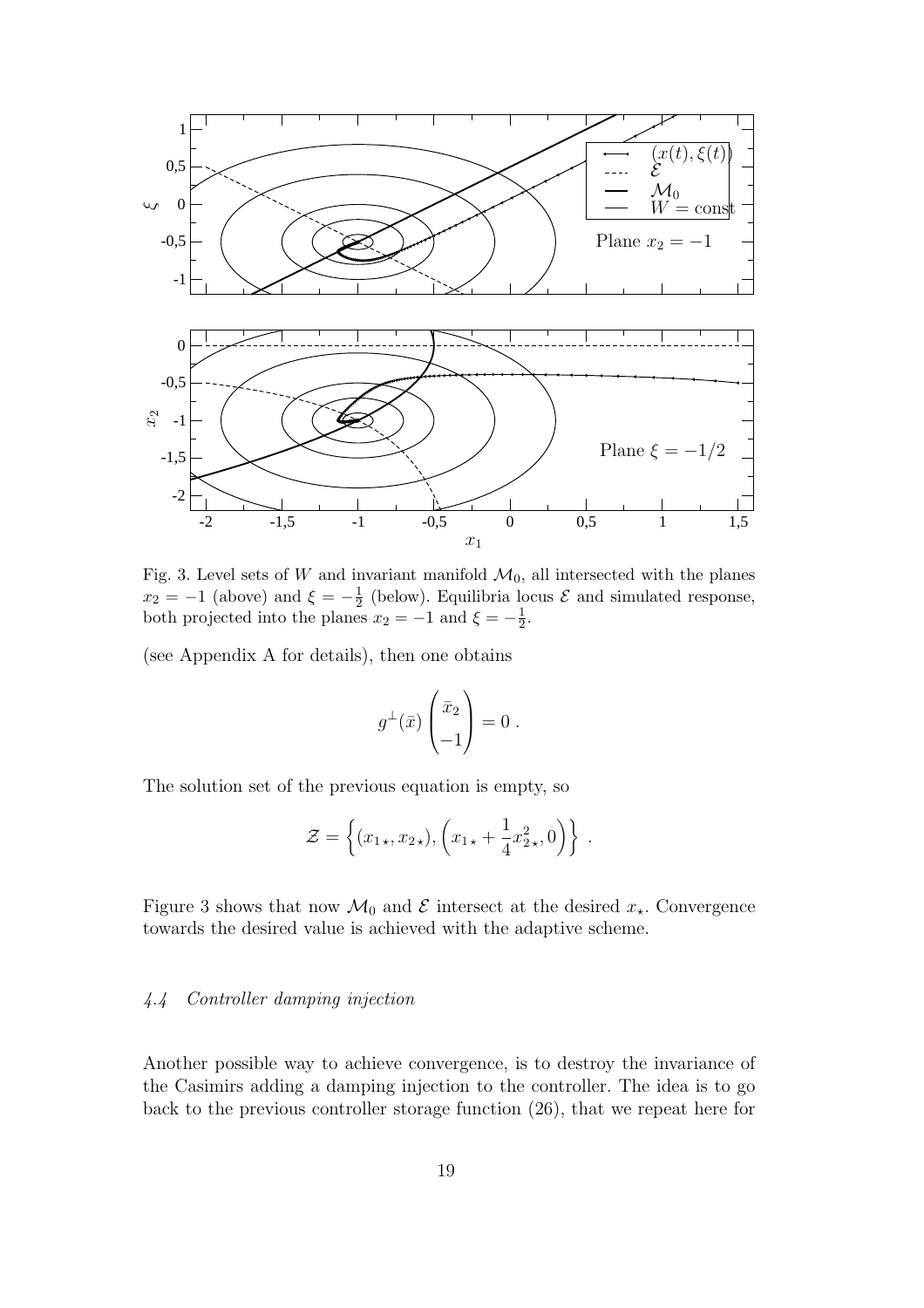Fig. 3. Level sets of $W$ and invariant manifold $\mathcal{M}_0$, all intersected with the planes $x_2 = -1$ (above) and $\xi = -\frac{1}{2}$ (below). Equilibria locus $\mathcal{E}$ and simulated response, both projected into the planes $x_2 = -1$ and $\xi = -\frac{1}{2}$.

(see Appendix A for details), then one obtains

$$g^{\perp}(\bar{x}) \begin{pmatrix} \bar{x}_2 \\ -1 \end{pmatrix} = 0 \; .$$

The solution set of the previous equation is empty, so

$$\mathcal{Z} = \left\{ (x_{1\star}, x_{2\star}), \left( x_{1\star} + \frac{1}{4} x_{2\star}^2, 0 \right) \right\} \; .$$

Figure 3 shows that now $\mathcal{M}_0$ and $\mathcal{E}$ intersect at the desired $x_\star$. Convergence towards the desired value is achieved with the adaptive scheme.

### *4.4 Controller damping injection*

Another possible way to achieve convergence, is to destroy the invariance of the Casimirs adding a damping injection to the controller. The idea is to go back to the previous controller storage function (26), that we repeat here for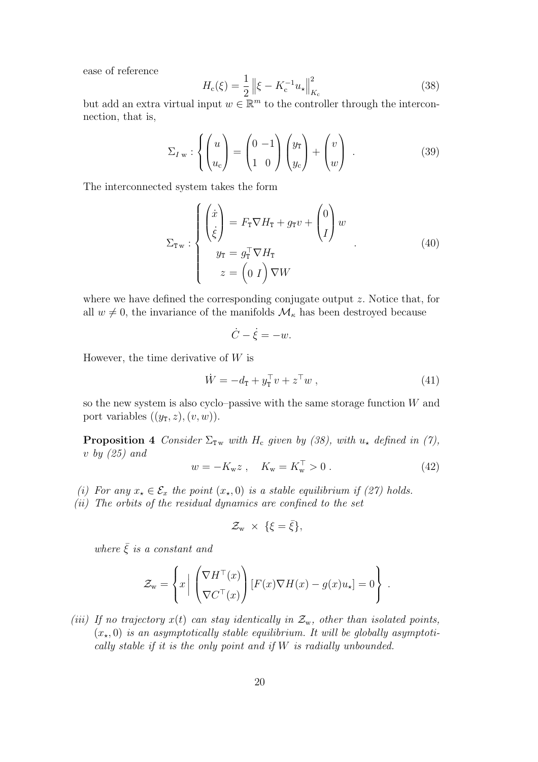ease of reference

$$
H_{\rm c}(\xi) = \frac{1}{2} \left\| \xi - K_{\rm c}^{-1} u_\star \right\|_{K_{\rm c}}^2 \tag{38}
$$

but add an extra virtual input $w \in \mathbb{R}^m$ to the controller through the interconnection, that is,

$$
\Sigma_{I\,{\rm w}} : \left\{ \begin{pmatrix} u \\ u_{\rm c} \end{pmatrix} = \begin{pmatrix} 0 & -1 \\ 1 & 0 \end{pmatrix} \begin{pmatrix} y_{\rm T} \\ y_{\rm c} \end{pmatrix} + \begin{pmatrix} v \\ w \end{pmatrix} \right. . \tag{39}
$$

The interconnected system takes the form

$$
\Sigma_{\rm T\,w} : \left\{ \begin{aligned} \begin{pmatrix} \dot{x} \\ \dot{\xi} \end{pmatrix} &= F_{\rm T} \nabla H_{\rm T} + g_{\rm T} v + \begin{pmatrix} 0 \\ I \end{pmatrix} w \\ y_{\rm T} &= g_{\rm T}^\top \nabla H_{\rm T} \\ z &= \begin{pmatrix} 0 & I \end{pmatrix} \nabla W \end{aligned} \right. . \tag{40}
$$

where we have defined the corresponding conjugate output $z$. Notice that, for all $w \neq 0$, the invariance of the manifolds $\mathcal{M}_\kappa$ has been destroyed because

$$
\dot{C} - \dot{\xi} = -w.
$$

However, the time derivative of $W$ is

$$
\dot{W} = -d_{\rm T} + y_{\rm T}^\top v + z^\top w \,, \tag{41}
$$

so the new system is also cyclo–passive with the same storage function $W$ and port variables $((y_{\rm T}, z), (v, w))$.

**Proposition 4** *Consider $\Sigma_{\rm T\,w}$ with $H_{\rm c}$ given by (38), with $u_\star$ defined in (7), $v$ by (25) and*

$$
w = -K_{\rm w} z \,, \quad K_{\rm w} = K_{\rm w}^\top > 0 \,. \tag{42}
$$

*(i) For any $x_\star \in \mathcal{E}_x$ the point $(x_\star, 0)$ is a stable equilibrium if (27) holds.*

*(ii) The orbits of the residual dynamics are confined to the set*

$$
\mathcal{Z}_{\rm w} \times \{\xi = \bar{\xi}\},
$$

*where $\bar{\xi}$ is a constant and*

$$
\mathcal{Z}_{\rm w} = \left\{ x \,\Big|\, \begin{pmatrix} \nabla H^\top(x) \\ \nabla C^\top(x) \end{pmatrix} [F(x)\nabla H(x) - g(x) u_\star] = 0 \right\} .
$$

*(iii) If no trajectory $x(t)$ can stay identically in $\mathcal{Z}_{\rm w}$, other than isolated points, $(x_\star, 0)$ is an asymptotically stable equilibrium. It will be globally asymptotically stable if it is the only point and if $W$ is radially unbounded.*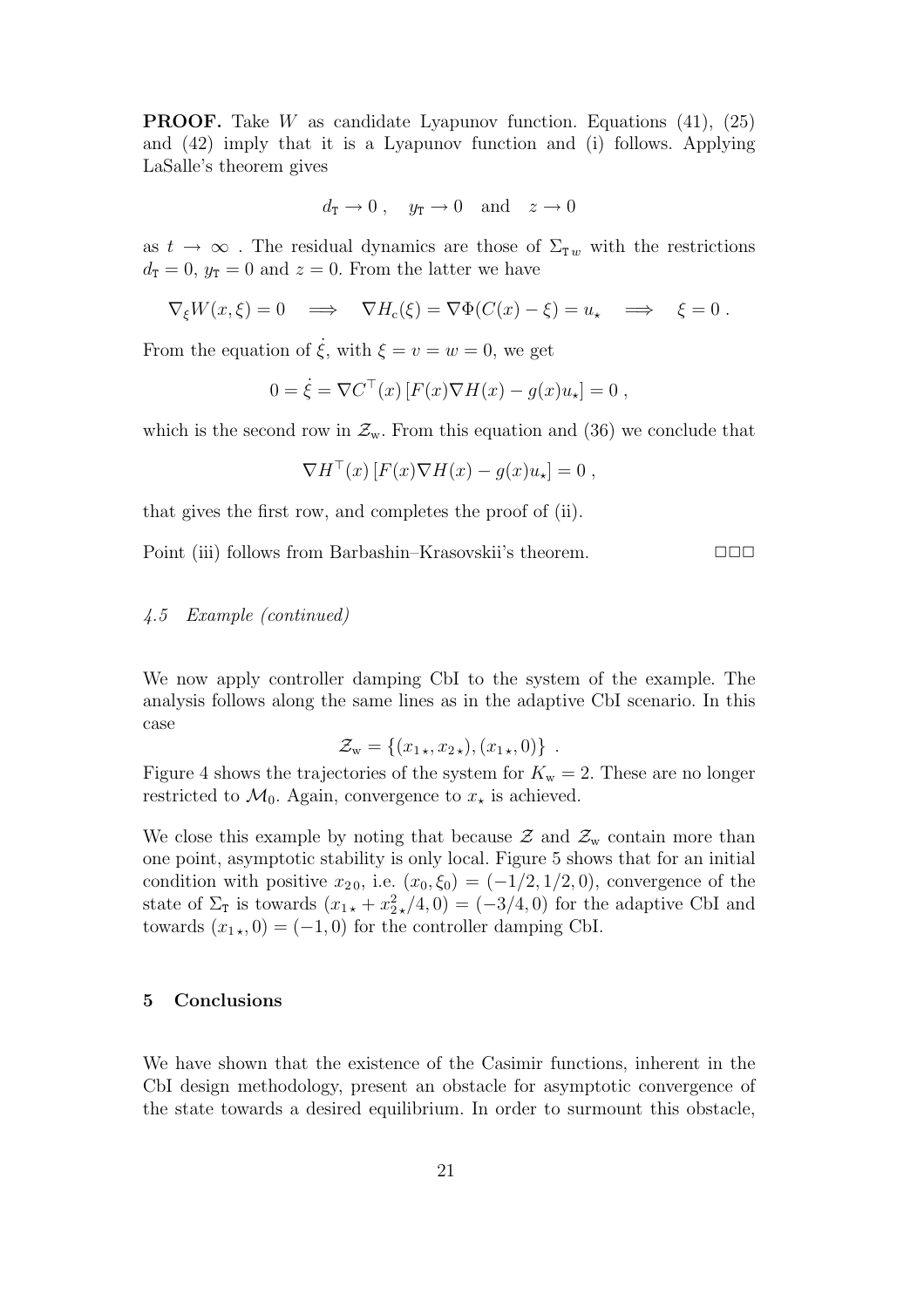**PROOF.** Take $W$ as candidate Lyapunov function. Equations (41), (25) and (42) imply that it is a Lyapunov function and (i) follows. Applying LaSalle's theorem gives

$$d_{\mathrm{T}} \to 0 \;, \quad y_{\mathrm{T}} \to 0 \quad \text{and} \quad z \to 0$$

as $t \to \infty$ . The residual dynamics are those of $\Sigma_{\mathrm{T}\,w}$ with the restrictions $d_{\mathrm{T}} = 0$, $y_{\mathrm{T}} = 0$ and $z = 0$. From the latter we have

$$\nabla_\xi W(x,\xi) = 0 \quad \Longrightarrow \quad \nabla H_{\mathrm{c}}(\xi) = \nabla \Phi(C(x) - \xi) = u_\star \quad \Longrightarrow \quad \xi = 0 \;.$$

From the equation of $\dot{\xi}$, with $\xi = v = w = 0$, we get

$$0 = \dot{\xi} = \nabla C^\top(x) \left[ F(x) \nabla H(x) - g(x) u_\star \right] = 0 \;,$$

which is the second row in $\mathcal{Z}_{\mathrm{w}}$. From this equation and (36) we conclude that

$$\nabla H^\top(x) \left[ F(x) \nabla H(x) - g(x) u_\star \right] = 0 \;,$$

that gives the first row, and completes the proof of (ii).

Point (iii) follows from Barbashin–Krasovskii's theorem. □□□

### *4.5 Example (continued)*

We now apply controller damping CbI to the system of the example. The analysis follows along the same lines as in the adaptive CbI scenario. In this case

$$\mathcal{Z}_{\mathrm{w}} = \{ (x_{1\star}, x_{2\star}), (x_{1\star}, 0) \} \;.$$

Figure 4 shows the trajectories of the system for $K_{\mathrm{w}} = 2$. These are no longer restricted to $\mathcal{M}_0$. Again, convergence to $x_\star$ is achieved.

We close this example by noting that because $\mathcal{Z}$ and $\mathcal{Z}_{\mathrm{w}}$ contain more than one point, asymptotic stability is only local. Figure 5 shows that for an initial condition with positive $x_{2\,0}$, i.e. $(x_0, \xi_0) = (-1/2, 1/2, 0)$, convergence of the state of $\Sigma_{\mathrm{T}}$ is towards $(x_{1\star} + x_{2\star}^2/4, 0) = (-3/4, 0)$ for the adaptive CbI and towards $(x_{1\star}, 0) = (-1, 0)$ for the controller damping CbI.

## 5 Conclusions

We have shown that the existence of the Casimir functions, inherent in the CbI design methodology, present an obstacle for asymptotic convergence of the state towards a desired equilibrium. In order to surmount this obstacle,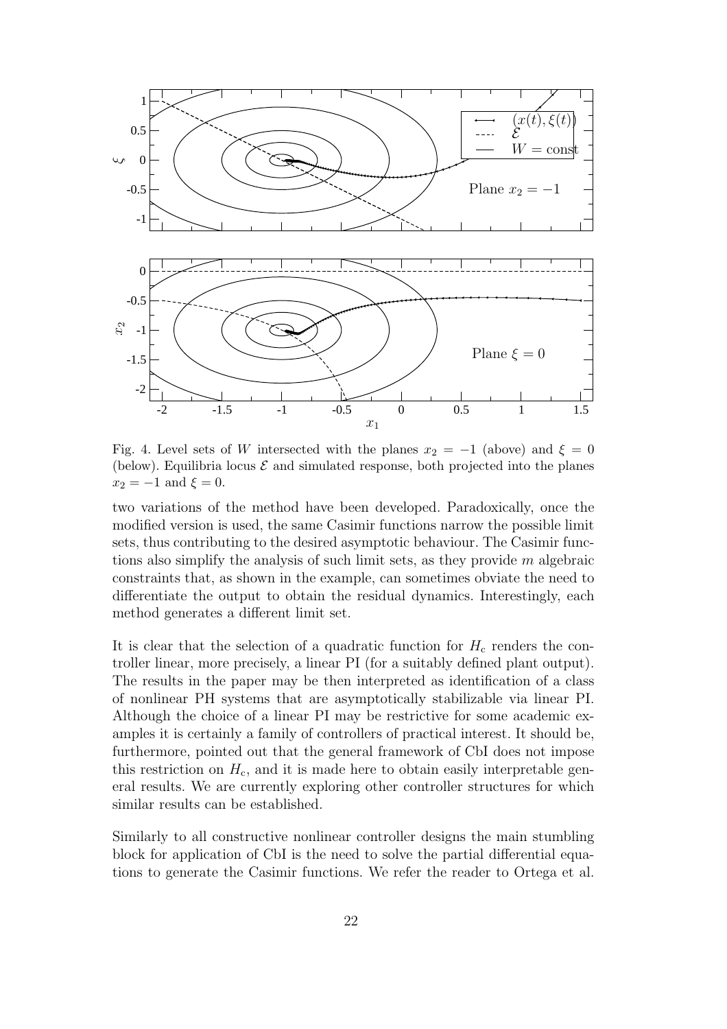Fig. 4. Level sets of $W$ intersected with the planes $x_2 = -1$ (above) and $\xi = 0$ (below). Equilibria locus $\mathcal{E}$ and simulated response, both projected into the planes $x_2 = -1$ and $\xi = 0$.

two variations of the method have been developed. Paradoxically, once the modified version is used, the same Casimir functions narrow the possible limit sets, thus contributing to the desired asymptotic behaviour. The Casimir functions also simplify the analysis of such limit sets, as they provide $m$ algebraic constraints that, as shown in the example, can sometimes obviate the need to differentiate the output to obtain the residual dynamics. Interestingly, each method generates a different limit set.

It is clear that the selection of a quadratic function for $H_c$ renders the controller linear, more precisely, a linear PI (for a suitably defined plant output). The results in the paper may be then interpreted as identification of a class of nonlinear PH systems that are asymptotically stabilizable via linear PI. Although the choice of a linear PI may be restrictive for some academic examples it is certainly a family of controllers of practical interest. It should be, furthermore, pointed out that the general framework of CbI does not impose this restriction on $H_c$, and it is made here to obtain easily interpretable general results. We are currently exploring other controller structures for which similar results can be established.

Similarly to all constructive nonlinear controller designs the main stumbling block for application of CbI is the need to solve the partial differential equations to generate the Casimir functions. We refer the reader to Ortega et al.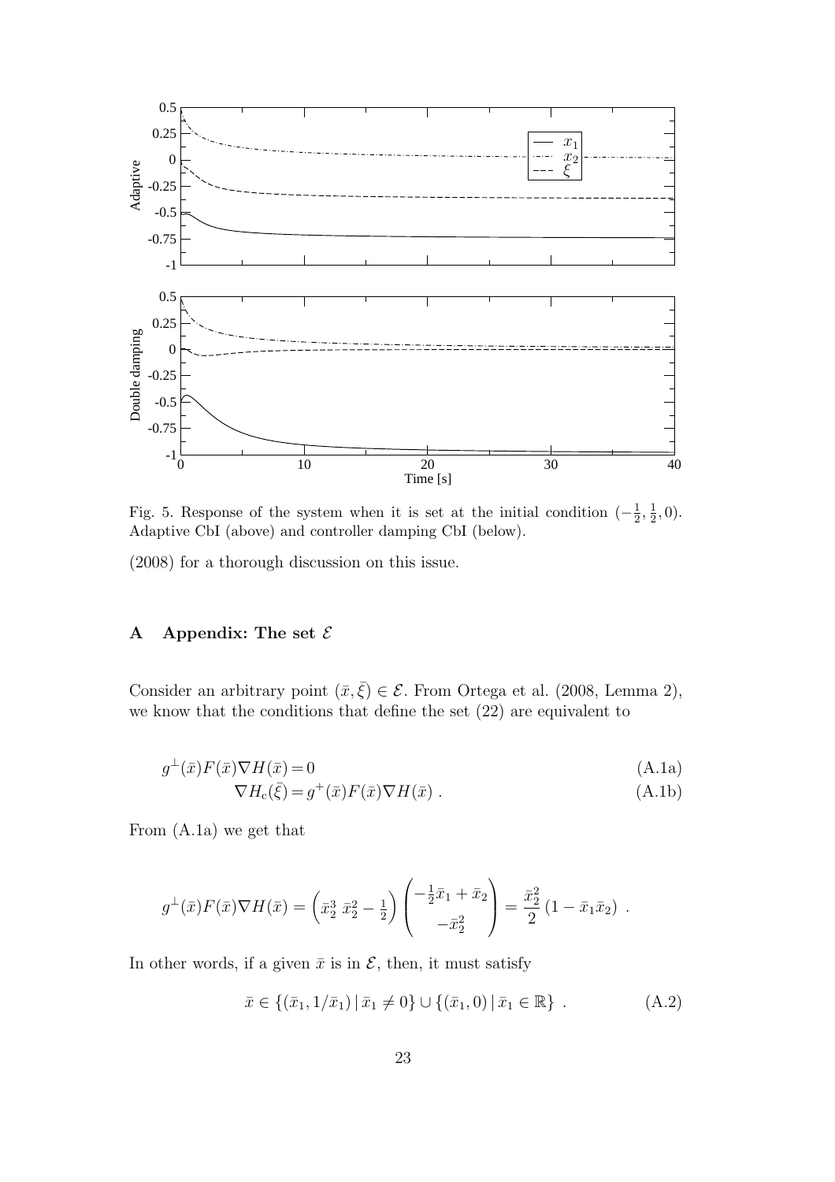Fig. 5. Response of the system when it is set at the initial condition $(-\frac{1}{2}, \frac{1}{2}, 0)$. Adaptive CbI (above) and controller damping CbI (below).

(2008) for a thorough discussion on this issue.

## A Appendix: The set $\mathcal{E}$

Consider an arbitrary point $(\bar{x}, \bar{\xi}) \in \mathcal{E}$. From Ortega et al. (2008, Lemma 2), we know that the conditions that define the set (22) are equivalent to

$$g^{\perp}(\bar{x})F(\bar{x})\nabla H(\bar{x}) = 0 \tag{A.1a}$$

$$\nabla H_c(\bar{\xi}) = g^{+}(\bar{x})F(\bar{x})\nabla H(\bar{x}) \ . \tag{A.1b}$$

From (A.1a) we get that

$$g^{\perp}(\bar{x})F(\bar{x})\nabla H(\bar{x}) = \begin{pmatrix} \bar{x}_2^3 & \bar{x}_2^2 - \frac{1}{2} \end{pmatrix} \begin{pmatrix} -\frac{1}{2}\bar{x}_1 + \bar{x}_2 \\ -\bar{x}_2^2 \end{pmatrix} = \frac{\bar{x}_2^2}{2}\left(1 - \bar{x}_1\bar{x}_2\right) \ .$$

In other words, if a given $\bar{x}$ is in $\mathcal{E}$, then, it must satisfy

$$\bar{x} \in \{(\bar{x}_1, 1/\bar{x}_1) \,|\, \bar{x}_1 \neq 0\} \cup \{(\bar{x}_1, 0) \,|\, \bar{x}_1 \in \mathbb{R}\} \ . \tag{A.2}$$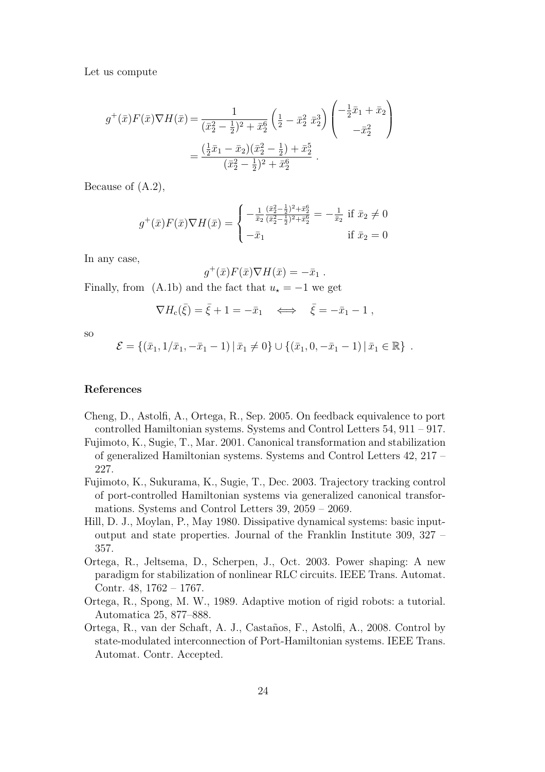Let us compute

$$
\begin{aligned}
g^{+}(\bar{x})F(\bar{x})\nabla H(\bar{x}) &= \frac{1}{(\bar{x}_2^2 - \frac{1}{2})^2 + \bar{x}_2^6} \begin{pmatrix} \frac{1}{2} - \bar{x}_2^2 & \bar{x}_2^3 \end{pmatrix} \begin{pmatrix} -\frac{1}{2}\bar{x}_1 + \bar{x}_2 \\ -\bar{x}_2^2 \end{pmatrix} \\
&= \frac{(\frac{1}{2}\bar{x}_1 - \bar{x}_2)(\bar{x}_2^2 - \frac{1}{2}) + \bar{x}_2^5}{(\bar{x}_2^2 - \frac{1}{2})^2 + \bar{x}_2^6} \ .
\end{aligned}
$$

Because of (A.2),

$$
g^{+}(\bar{x})F(\bar{x})\nabla H(\bar{x}) = \begin{cases} -\frac{1}{\bar{x}_2} \frac{(\bar{x}_2^2 - \frac{1}{2})^2 + \bar{x}_2^6}{(\bar{x}_2^2 - \frac{1}{2})^2 + \bar{x}_2^6} = -\frac{1}{\bar{x}_2} & \text{if } \bar{x}_2 \neq 0 \\ -\bar{x}_1 & \text{if } \bar{x}_2 = 0 \end{cases}
$$

In any case,

$$
g^{+}(\bar{x})F(\bar{x})\nabla H(\bar{x}) = -\bar{x}_1 \ .
$$

Finally, from (A.1b) and the fact that $u_\star = -1$ we get

$$
\nabla H_c(\bar{\xi}) = \bar{\xi} + 1 = -\bar{x}_1 \quad \Longleftrightarrow \quad \bar{\xi} = -\bar{x}_1 - 1 \ ,
$$

so

$$
\mathcal{E} = \{(\bar{x}_1, 1/\bar{x}_1, -\bar{x}_1 - 1) \,|\, \bar{x}_1 \neq 0\} \cup \{(\bar{x}_1, 0, -\bar{x}_1 - 1) \,|\, \bar{x}_1 \in \mathbb{R}\} \ .
$$

## References

Cheng, D., Astolfi, A., Ortega, R., Sep. 2005. On feedback equivalence to port controlled Hamiltonian systems. Systems and Control Letters 54, 911 – 917.

Fujimoto, K., Sugie, T., Mar. 2001. Canonical transformation and stabilization of generalized Hamiltonian systems. Systems and Control Letters 42, 217 – 227.

Fujimoto, K., Sukurama, K., Sugie, T., Dec. 2003. Trajectory tracking control of port-controlled Hamiltonian systems via generalized canonical transformations. Systems and Control Letters 39, 2059 – 2069.

Hill, D. J., Moylan, P., May 1980. Dissipative dynamical systems: basic input-output and state properties. Journal of the Franklin Institute 309, 327 – 357.

Ortega, R., Jeltsema, D., Scherpen, J., Oct. 2003. Power shaping: A new paradigm for stabilization of nonlinear RLC circuits. IEEE Trans. Automat. Contr. 48, 1762 – 1767.

Ortega, R., Spong, M. W., 1989. Adaptive motion of rigid robots: a tutorial. Automatica 25, 877–888.

Ortega, R., van der Schaft, A. J., Castaños, F., Astolfi, A., 2008. Control by state-modulated interconnection of Port-Hamiltonian systems. IEEE Trans. Automat. Contr. Accepted.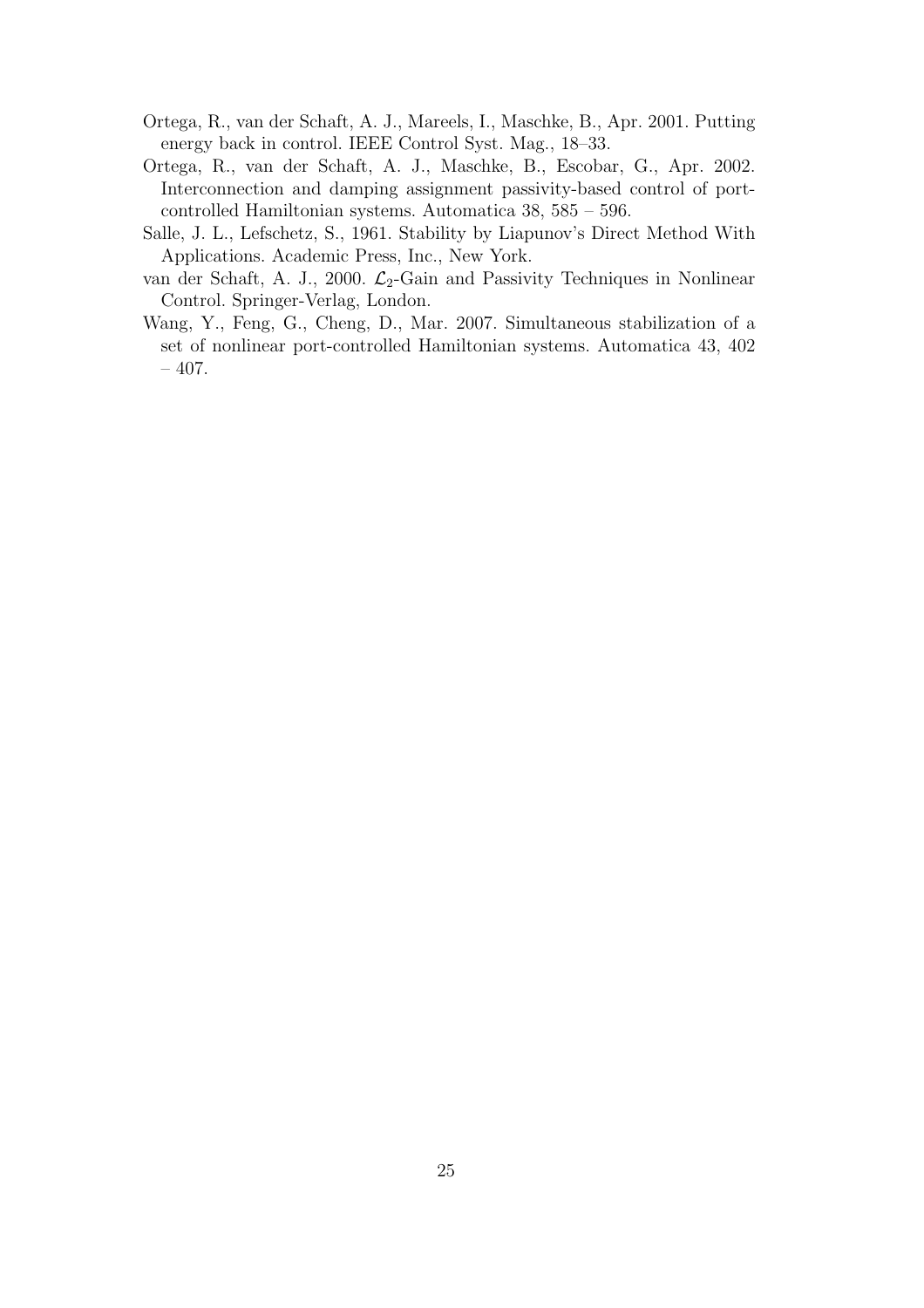Ortega, R., van der Schaft, A. J., Mareels, I., Maschke, B., Apr. 2001. Putting energy back in control. IEEE Control Syst. Mag., 18–33.

Ortega, R., van der Schaft, A. J., Maschke, B., Escobar, G., Apr. 2002. Interconnection and damping assignment passivity-based control of port-controlled Hamiltonian systems. Automatica 38, 585 – 596.

Salle, J. L., Lefschetz, S., 1961. Stability by Liapunov's Direct Method With Applications. Academic Press, Inc., New York.

van der Schaft, A. J., 2000. $\mathcal{L}_2$-Gain and Passivity Techniques in Nonlinear Control. Springer-Verlag, London.

Wang, Y., Feng, G., Cheng, D., Mar. 2007. Simultaneous stabilization of a set of nonlinear port-controlled Hamiltonian systems. Automatica 43, 402 – 407.